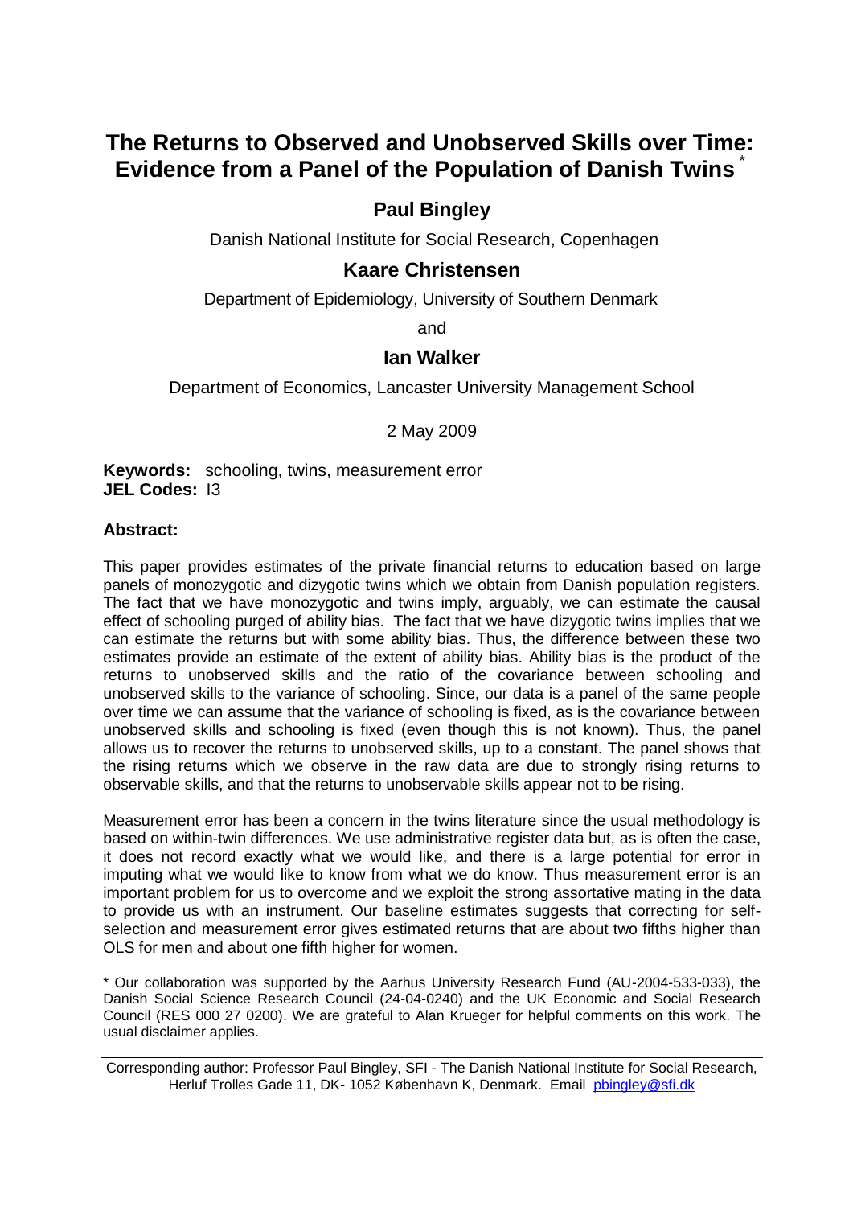# The Returns to Observed and Unobserved Skills over Time: Evidence from a Panel of the Population of Danish Twins [*]

## Paul Bingley

Danish National Institute for Social Research, Copenhagen

## Kaare Christensen

Department of Epidemiology, University of Southern Denmark

and

## Ian Walker

Department of Economics, Lancaster University Management School

2 May 2009

**Keywords:** schooling, twins, measurement error
**JEL Codes:** I3

### Abstract:

This paper provides estimates of the private financial returns to education based on large panels of monozygotic and dizygotic twins which we obtain from Danish population registers. The fact that we have monozygotic and twins imply, arguably, we can estimate the causal effect of schooling purged of ability bias. The fact that we have dizygotic twins implies that we can estimate the returns but with some ability bias. Thus, the difference between these two estimates provide an estimate of the extent of ability bias. Ability bias is the product of the returns to unobserved skills and the ratio of the covariance between schooling and unobserved skills to the variance of schooling. Since, our data is a panel of the same people over time we can assume that the variance of schooling is fixed, as is the covariance between unobserved skills and schooling is fixed (even though this is not known). Thus, the panel allows us to recover the returns to unobserved skills, up to a constant. The panel shows that the rising returns which we observe in the raw data are due to strongly rising returns to observable skills, and that the returns to unobservable skills appear not to be rising.

Measurement error has been a concern in the twins literature since the usual methodology is based on within-twin differences. We use administrative register data but, as is often the case, it does not record exactly what we would like, and there is a large potential for error in imputing what we would like to know from what we do know. Thus measurement error is an important problem for us to overcome and we exploit the strong assortative mating in the data to provide us with an instrument. Our baseline estimates suggests that correcting for self-selection and measurement error gives estimated returns that are about two fifths higher than OLS for men and about one fifth higher for women.

[*] Our collaboration was supported by the Aarhus University Research Fund (AU-2004-533-033), the Danish Social Science Research Council (24-04-0240) and the UK Economic and Social Research Council (RES 000 27 0200). We are grateful to Alan Krueger for helpful comments on this work. The usual disclaimer applies.

Corresponding author: Professor Paul Bingley, SFI - The Danish National Institute for Social Research, Herluf Trolles Gade 11, DK- 1052 København K, Denmark. Email pbingley@sfi.dk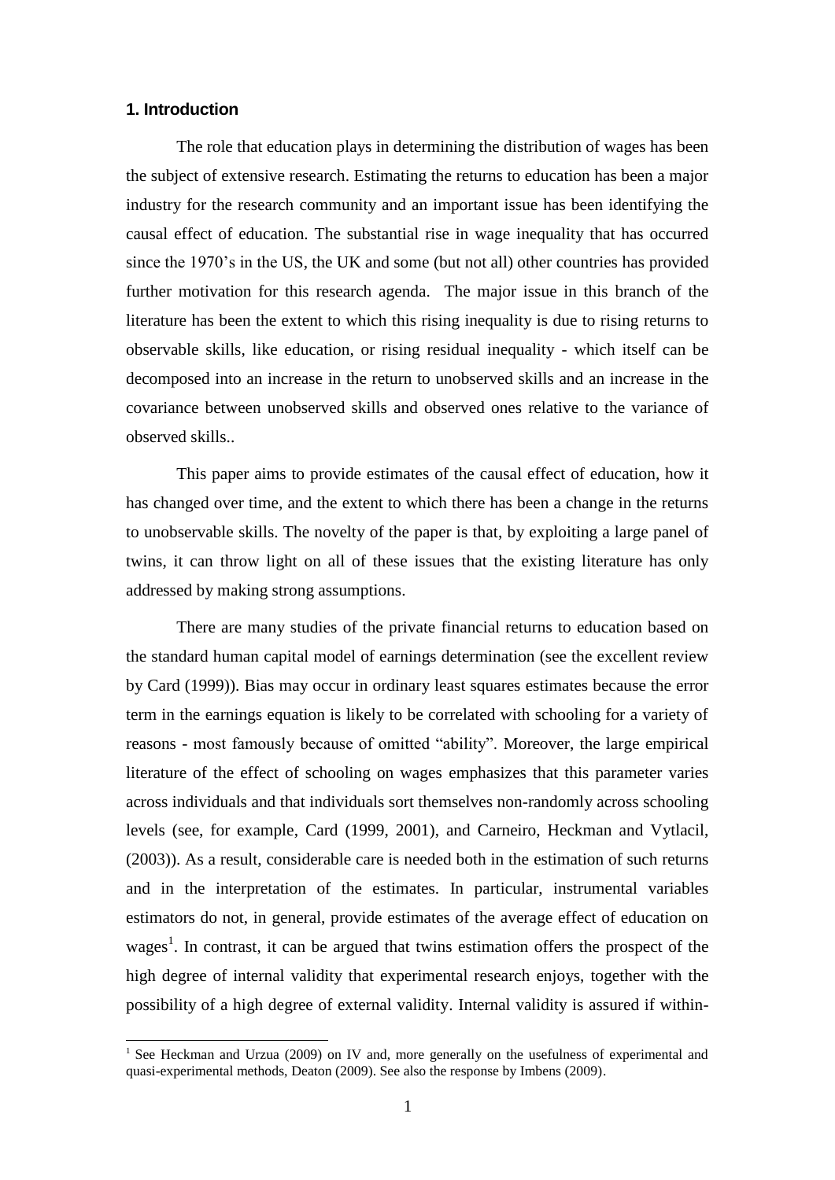## 1. Introduction

The role that education plays in determining the distribution of wages has been the subject of extensive research. Estimating the returns to education has been a major industry for the research community and an important issue has been identifying the causal effect of education. The substantial rise in wage inequality that has occurred since the 1970's in the US, the UK and some (but not all) other countries has provided further motivation for this research agenda. The major issue in this branch of the literature has been the extent to which this rising inequality is due to rising returns to observable skills, like education, or rising residual inequality - which itself can be decomposed into an increase in the return to unobserved skills and an increase in the covariance between unobserved skills and observed ones relative to the variance of observed skills..

This paper aims to provide estimates of the causal effect of education, how it has changed over time, and the extent to which there has been a change in the returns to unobservable skills. The novelty of the paper is that, by exploiting a large panel of twins, it can throw light on all of these issues that the existing literature has only addressed by making strong assumptions.

There are many studies of the private financial returns to education based on the standard human capital model of earnings determination (see the excellent review by Card (1999)). Bias may occur in ordinary least squares estimates because the error term in the earnings equation is likely to be correlated with schooling for a variety of reasons - most famously because of omitted "ability". Moreover, the large empirical literature of the effect of schooling on wages emphasizes that this parameter varies across individuals and that individuals sort themselves non-randomly across schooling levels (see, for example, Card (1999, 2001), and Carneiro, Heckman and Vytlacil, (2003)). As a result, considerable care is needed both in the estimation of such returns and in the interpretation of the estimates. In particular, instrumental variables estimators do not, in general, provide estimates of the average effect of education on wages[1]. In contrast, it can be argued that twins estimation offers the prospect of the high degree of internal validity that experimental research enjoys, together with the possibility of a high degree of external validity. Internal validity is assured if within-

[1] See Heckman and Urzua (2009) on IV and, more generally on the usefulness of experimental and quasi-experimental methods, Deaton (2009). See also the response by Imbens (2009).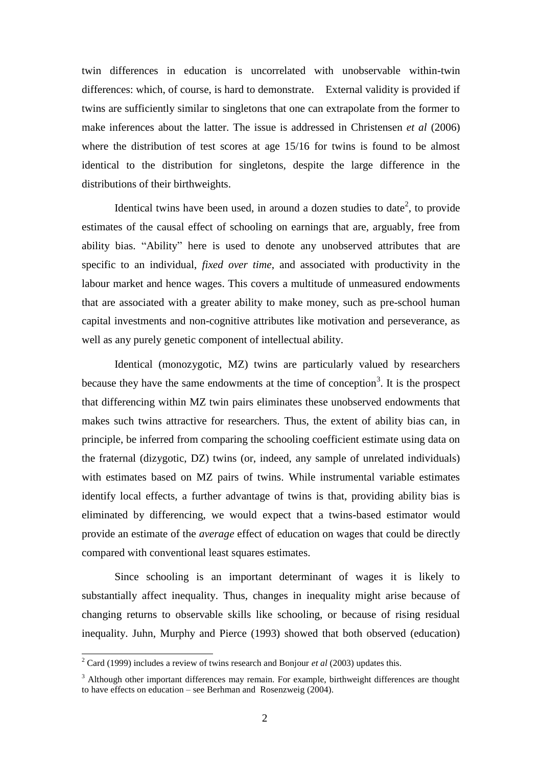twin differences in education is uncorrelated with unobservable within-twin differences: which, of course, is hard to demonstrate. External validity is provided if twins are sufficiently similar to singletons that one can extrapolate from the former to make inferences about the latter. The issue is addressed in Christensen *et al* (2006) where the distribution of test scores at age 15/16 for twins is found to be almost identical to the distribution for singletons, despite the large difference in the distributions of their birthweights.

Identical twins have been used, in around a dozen studies to date[2], to provide estimates of the causal effect of schooling on earnings that are, arguably, free from ability bias. "Ability" here is used to denote any unobserved attributes that are specific to an individual, *fixed over time*, and associated with productivity in the labour market and hence wages. This covers a multitude of unmeasured endowments that are associated with a greater ability to make money, such as pre-school human capital investments and non-cognitive attributes like motivation and perseverance, as well as any purely genetic component of intellectual ability.

Identical (monozygotic, MZ) twins are particularly valued by researchers because they have the same endowments at the time of conception[3]. It is the prospect that differencing within MZ twin pairs eliminates these unobserved endowments that makes such twins attractive for researchers. Thus, the extent of ability bias can, in principle, be inferred from comparing the schooling coefficient estimate using data on the fraternal (dizygotic, DZ) twins (or, indeed, any sample of unrelated individuals) with estimates based on MZ pairs of twins. While instrumental variable estimates identify local effects, a further advantage of twins is that, providing ability bias is eliminated by differencing, we would expect that a twins-based estimator would provide an estimate of the *average* effect of education on wages that could be directly compared with conventional least squares estimates.

Since schooling is an important determinant of wages it is likely to substantially affect inequality. Thus, changes in inequality might arise because of changing returns to observable skills like schooling, or because of rising residual inequality. Juhn, Murphy and Pierce (1993) showed that both observed (education)

[2] Card (1999) includes a review of twins research and Bonjour *et al* (2003) updates this.

[3] Although other important differences may remain. For example, birthweight differences are thought to have effects on education – see Berhman and Rosenzweig (2004).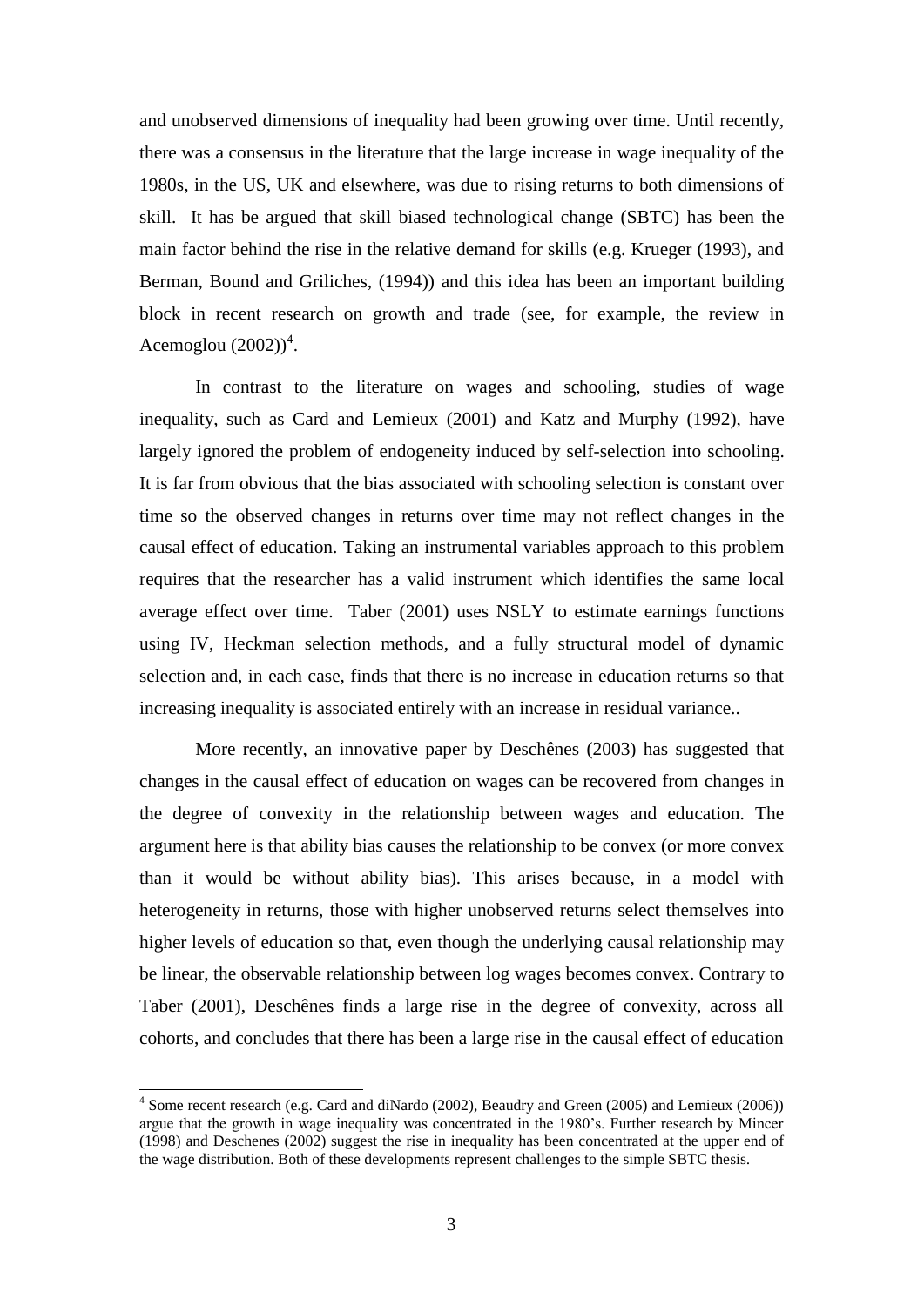and unobserved dimensions of inequality had been growing over time. Until recently, there was a consensus in the literature that the large increase in wage inequality of the 1980s, in the US, UK and elsewhere, was due to rising returns to both dimensions of skill. It has be argued that skill biased technological change (SBTC) has been the main factor behind the rise in the relative demand for skills (e.g. Krueger (1993), and Berman, Bound and Griliches, (1994)) and this idea has been an important building block in recent research on growth and trade (see, for example, the review in Acemoglou (2002))[4].

In contrast to the literature on wages and schooling, studies of wage inequality, such as Card and Lemieux (2001) and Katz and Murphy (1992), have largely ignored the problem of endogeneity induced by self-selection into schooling. It is far from obvious that the bias associated with schooling selection is constant over time so the observed changes in returns over time may not reflect changes in the causal effect of education. Taking an instrumental variables approach to this problem requires that the researcher has a valid instrument which identifies the same local average effect over time. Taber (2001) uses NSLY to estimate earnings functions using IV, Heckman selection methods, and a fully structural model of dynamic selection and, in each case, finds that there is no increase in education returns so that increasing inequality is associated entirely with an increase in residual variance..

More recently, an innovative paper by Deschênes (2003) has suggested that changes in the causal effect of education on wages can be recovered from changes in the degree of convexity in the relationship between wages and education. The argument here is that ability bias causes the relationship to be convex (or more convex than it would be without ability bias). This arises because, in a model with heterogeneity in returns, those with higher unobserved returns select themselves into higher levels of education so that, even though the underlying causal relationship may be linear, the observable relationship between log wages becomes convex. Contrary to Taber (2001), Deschênes finds a large rise in the degree of convexity, across all cohorts, and concludes that there has been a large rise in the causal effect of education

[4] Some recent research (e.g. Card and diNardo (2002), Beaudry and Green (2005) and Lemieux (2006)) argue that the growth in wage inequality was concentrated in the 1980's. Further research by Mincer (1998) and Deschenes (2002) suggest the rise in inequality has been concentrated at the upper end of the wage distribution. Both of these developments represent challenges to the simple SBTC thesis.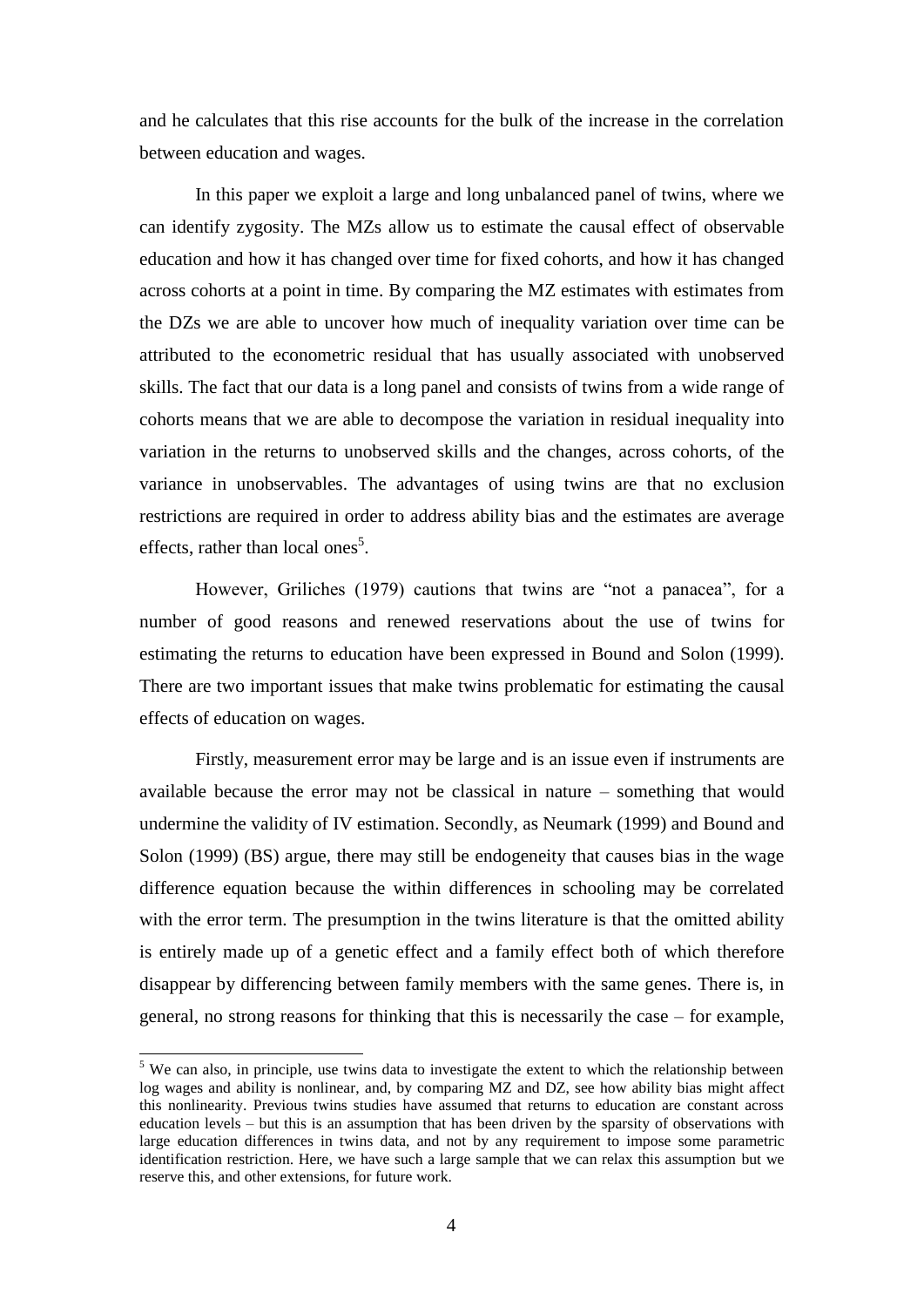and he calculates that this rise accounts for the bulk of the increase in the correlation between education and wages.

In this paper we exploit a large and long unbalanced panel of twins, where we can identify zygosity. The MZs allow us to estimate the causal effect of observable education and how it has changed over time for fixed cohorts, and how it has changed across cohorts at a point in time. By comparing the MZ estimates with estimates from the DZs we are able to uncover how much of inequality variation over time can be attributed to the econometric residual that has usually associated with unobserved skills. The fact that our data is a long panel and consists of twins from a wide range of cohorts means that we are able to decompose the variation in residual inequality into variation in the returns to unobserved skills and the changes, across cohorts, of the variance in unobservables. The advantages of using twins are that no exclusion restrictions are required in order to address ability bias and the estimates are average effects, rather than local ones[5].

However, Griliches (1979) cautions that twins are "not a panacea", for a number of good reasons and renewed reservations about the use of twins for estimating the returns to education have been expressed in Bound and Solon (1999). There are two important issues that make twins problematic for estimating the causal effects of education on wages.

Firstly, measurement error may be large and is an issue even if instruments are available because the error may not be classical in nature – something that would undermine the validity of IV estimation. Secondly, as Neumark (1999) and Bound and Solon (1999) (BS) argue, there may still be endogeneity that causes bias in the wage difference equation because the within differences in schooling may be correlated with the error term. The presumption in the twins literature is that the omitted ability is entirely made up of a genetic effect and a family effect both of which therefore disappear by differencing between family members with the same genes. There is, in general, no strong reasons for thinking that this is necessarily the case – for example,

[5] We can also, in principle, use twins data to investigate the extent to which the relationship between log wages and ability is nonlinear, and, by comparing MZ and DZ, see how ability bias might affect this nonlinearity. Previous twins studies have assumed that returns to education are constant across education levels – but this is an assumption that has been driven by the sparsity of observations with large education differences in twins data, and not by any requirement to impose some parametric identification restriction. Here, we have such a large sample that we can relax this assumption but we reserve this, and other extensions, for future work.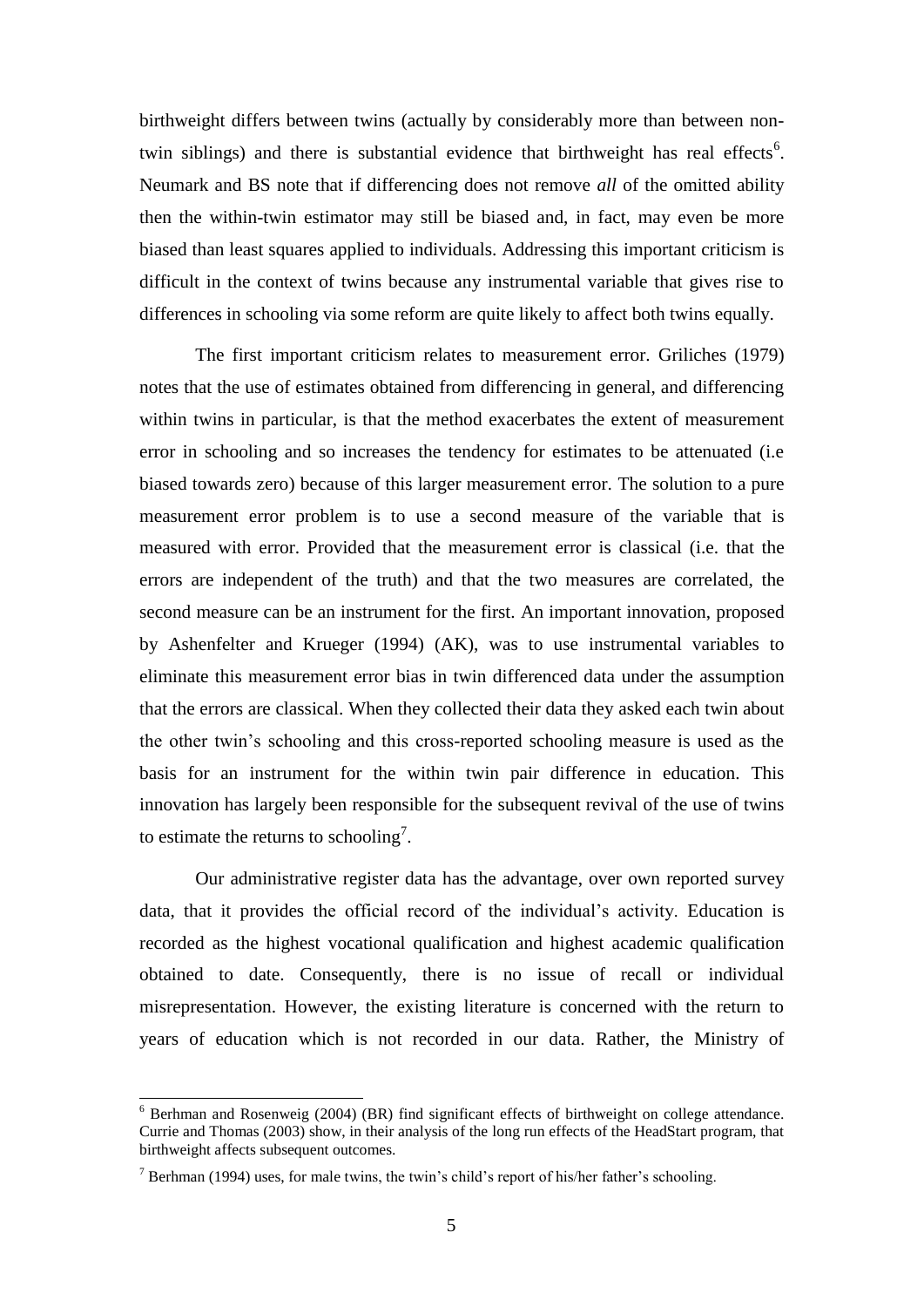birthweight differs between twins (actually by considerably more than between non-twin siblings) and there is substantial evidence that birthweight has real effects[6]. Neumark and BS note that if differencing does not remove *all* of the omitted ability then the within-twin estimator may still be biased and, in fact, may even be more biased than least squares applied to individuals. Addressing this important criticism is difficult in the context of twins because any instrumental variable that gives rise to differences in schooling via some reform are quite likely to affect both twins equally.

The first important criticism relates to measurement error. Griliches (1979) notes that the use of estimates obtained from differencing in general, and differencing within twins in particular, is that the method exacerbates the extent of measurement error in schooling and so increases the tendency for estimates to be attenuated (i.e biased towards zero) because of this larger measurement error. The solution to a pure measurement error problem is to use a second measure of the variable that is measured with error. Provided that the measurement error is classical (i.e. that the errors are independent of the truth) and that the two measures are correlated, the second measure can be an instrument for the first. An important innovation, proposed by Ashenfelter and Krueger (1994) (AK), was to use instrumental variables to eliminate this measurement error bias in twin differenced data under the assumption that the errors are classical. When they collected their data they asked each twin about the other twin's schooling and this cross-reported schooling measure is used as the basis for an instrument for the within twin pair difference in education. This innovation has largely been responsible for the subsequent revival of the use of twins to estimate the returns to schooling[7].

Our administrative register data has the advantage, over own reported survey data, that it provides the official record of the individual's activity. Education is recorded as the highest vocational qualification and highest academic qualification obtained to date. Consequently, there is no issue of recall or individual misrepresentation. However, the existing literature is concerned with the return to years of education which is not recorded in our data. Rather, the Ministry of

---

[6] Berhman and Rosenweig (2004) (BR) find significant effects of birthweight on college attendance. Currie and Thomas (2003) show, in their analysis of the long run effects of the HeadStart program, that birthweight affects subsequent outcomes.

[7] Berhman (1994) uses, for male twins, the twin's child's report of his/her father's schooling.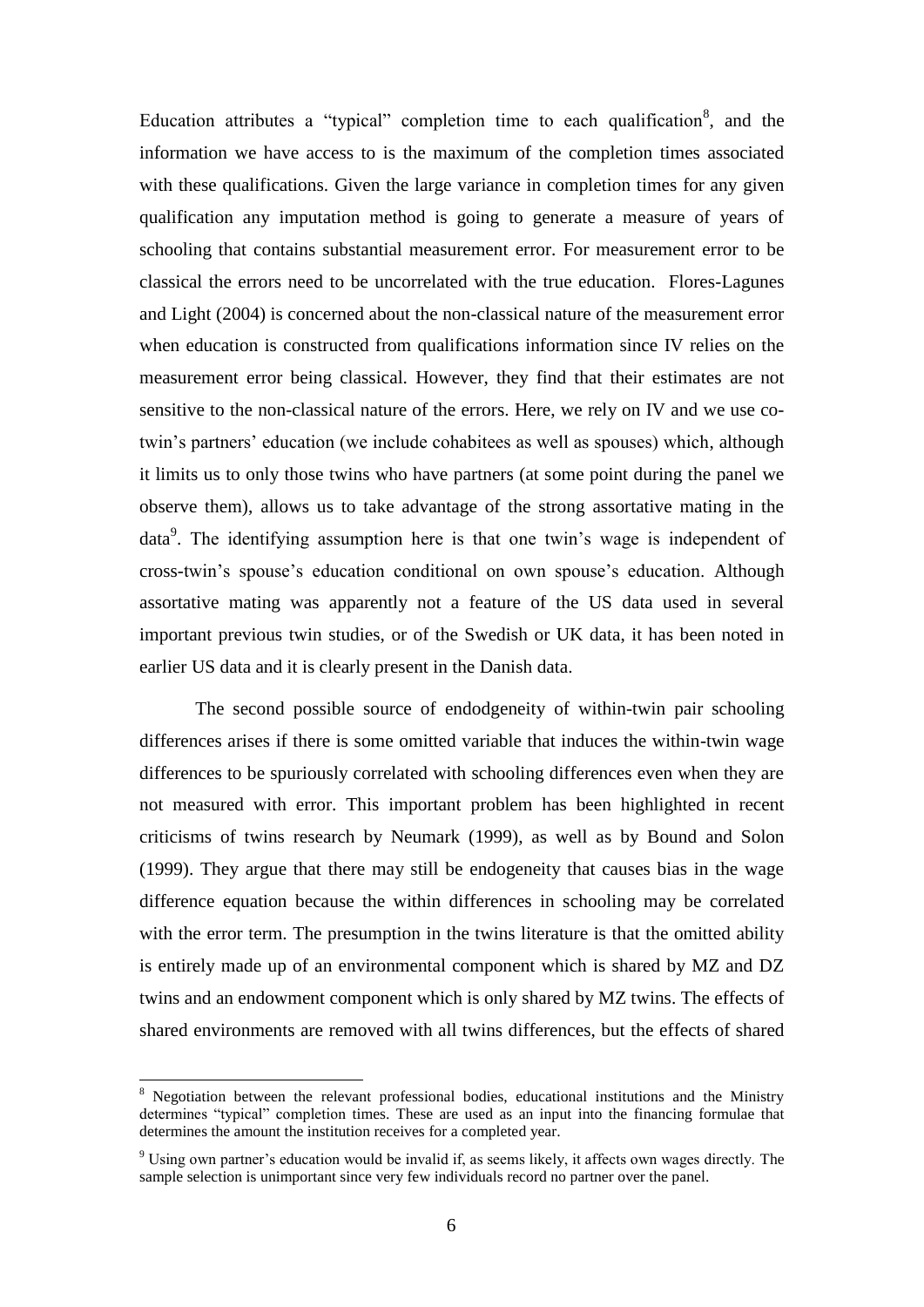Education attributes a "typical" completion time to each qualification[8], and the information we have access to is the maximum of the completion times associated with these qualifications. Given the large variance in completion times for any given qualification any imputation method is going to generate a measure of years of schooling that contains substantial measurement error. For measurement error to be classical the errors need to be uncorrelated with the true education. Flores-Lagunes and Light (2004) is concerned about the non-classical nature of the measurement error when education is constructed from qualifications information since IV relies on the measurement error being classical. However, they find that their estimates are not sensitive to the non-classical nature of the errors. Here, we rely on IV and we use co-twin's partners' education (we include cohabitees as well as spouses) which, although it limits us to only those twins who have partners (at some point during the panel we observe them), allows us to take advantage of the strong assortative mating in the data[9]. The identifying assumption here is that one twin's wage is independent of cross-twin's spouse's education conditional on own spouse's education. Although assortative mating was apparently not a feature of the US data used in several important previous twin studies, or of the Swedish or UK data, it has been noted in earlier US data and it is clearly present in the Danish data.

The second possible source of endodgeneity of within-twin pair schooling differences arises if there is some omitted variable that induces the within-twin wage differences to be spuriously correlated with schooling differences even when they are not measured with error. This important problem has been highlighted in recent criticisms of twins research by Neumark (1999), as well as by Bound and Solon (1999). They argue that there may still be endogeneity that causes bias in the wage difference equation because the within differences in schooling may be correlated with the error term. The presumption in the twins literature is that the omitted ability is entirely made up of an environmental component which is shared by MZ and DZ twins and an endowment component which is only shared by MZ twins. The effects of shared environments are removed with all twins differences, but the effects of shared

[8] Negotiation between the relevant professional bodies, educational institutions and the Ministry determines "typical" completion times. These are used as an input into the financing formulae that determines the amount the institution receives for a completed year.

[9] Using own partner's education would be invalid if, as seems likely, it affects own wages directly. The sample selection is unimportant since very few individuals record no partner over the panel.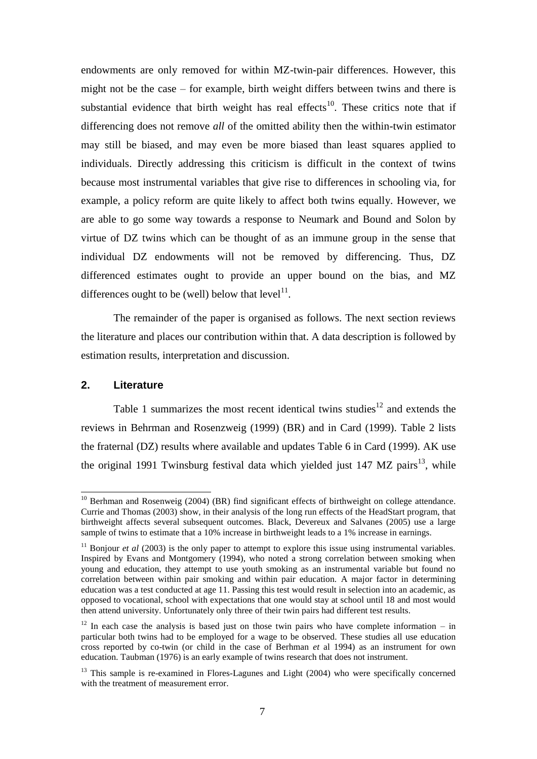endowments are only removed for within MZ-twin-pair differences. However, this might not be the case – for example, birth weight differs between twins and there is substantial evidence that birth weight has real effects[10]. These critics note that if differencing does not remove *all* of the omitted ability then the within-twin estimator may still be biased, and may even be more biased than least squares applied to individuals. Directly addressing this criticism is difficult in the context of twins because most instrumental variables that give rise to differences in schooling via, for example, a policy reform are quite likely to affect both twins equally. However, we are able to go some way towards a response to Neumark and Bound and Solon by virtue of DZ twins which can be thought of as an immune group in the sense that individual DZ endowments will not be removed by differencing. Thus, DZ differenced estimates ought to provide an upper bound on the bias, and MZ differences ought to be (well) below that level[11].

The remainder of the paper is organised as follows. The next section reviews the literature and places our contribution within that. A data description is followed by estimation results, interpretation and discussion.

## 2. Literature

Table 1 summarizes the most recent identical twins studies[12] and extends the reviews in Behrman and Rosenzweig (1999) (BR) and in Card (1999). Table 2 lists the fraternal (DZ) results where available and updates Table 6 in Card (1999). AK use the original 1991 Twinsburg festival data which yielded just 147 MZ pairs[13], while

---

[10] Berhman and Rosenweig (2004) (BR) find significant effects of birthweight on college attendance. Currie and Thomas (2003) show, in their analysis of the long run effects of the HeadStart program, that birthweight affects several subsequent outcomes. Black, Devereux and Salvanes (2005) use a large sample of twins to estimate that a 10% increase in birthweight leads to a 1% increase in earnings.

[11] Bonjour *et al* (2003) is the only paper to attempt to explore this issue using instrumental variables. Inspired by Evans and Montgomery (1994), who noted a strong correlation between smoking when young and education, they attempt to use youth smoking as an instrumental variable but found no correlation between within pair smoking and within pair education. A major factor in determining education was a test conducted at age 11. Passing this test would result in selection into an academic, as opposed to vocational, school with expectations that one would stay at school until 18 and most would then attend university. Unfortunately only three of their twin pairs had different test results.

[12] In each case the analysis is based just on those twin pairs who have complete information – in particular both twins had to be employed for a wage to be observed. These studies all use education cross reported by co-twin (or child in the case of Berhman *et* al 1994) as an instrument for own education. Taubman (1976) is an early example of twins research that does not instrument.

[13] This sample is re-examined in Flores-Lagunes and Light (2004) who were specifically concerned with the treatment of measurement error.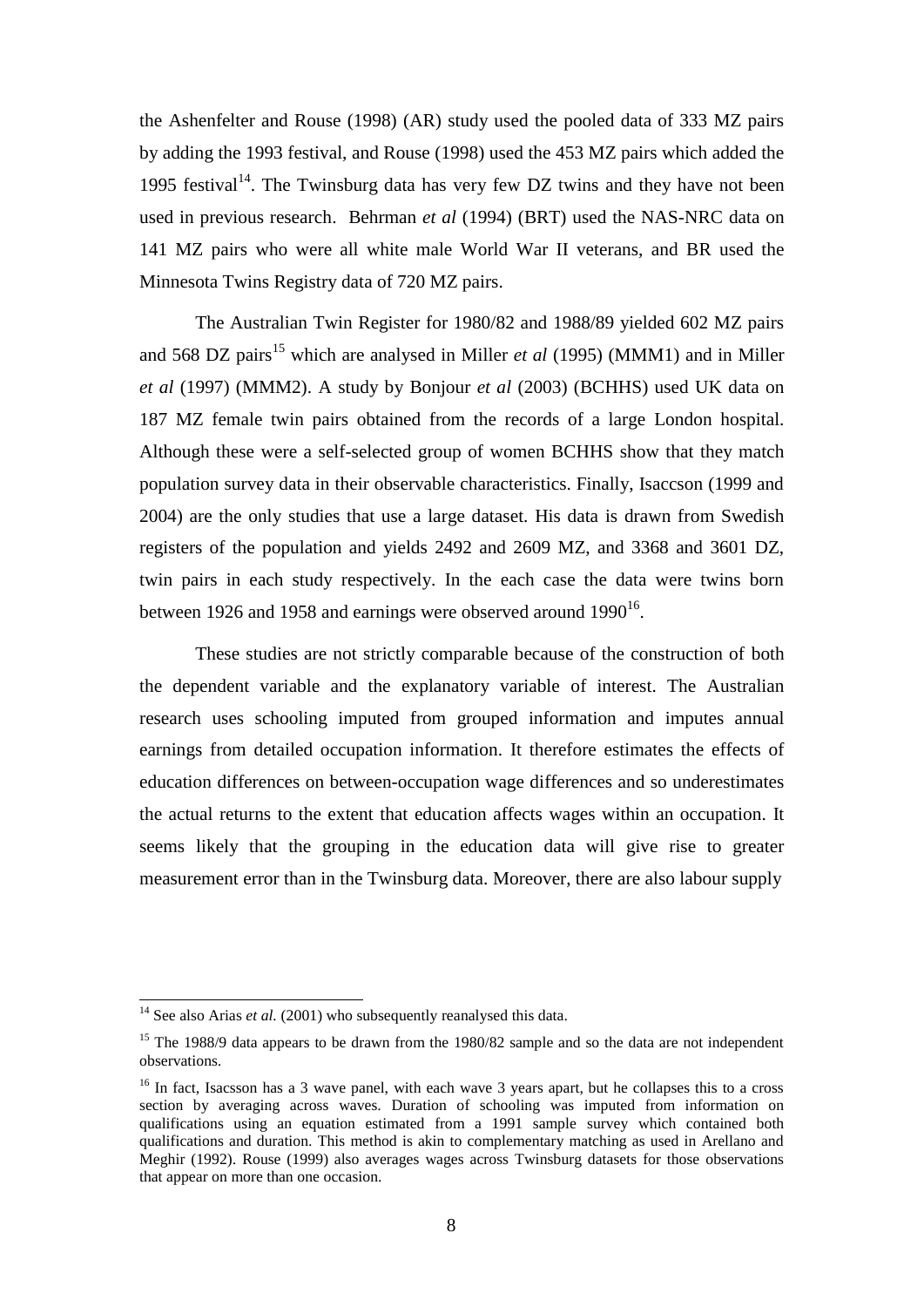the Ashenfelter and Rouse (1998) (AR) study used the pooled data of 333 MZ pairs by adding the 1993 festival, and Rouse (1998) used the 453 MZ pairs which added the 1995 festival[14]. The Twinsburg data has very few DZ twins and they have not been used in previous research. Behrman *et al* (1994) (BRT) used the NAS-NRC data on 141 MZ pairs who were all white male World War II veterans, and BR used the Minnesota Twins Registry data of 720 MZ pairs.

The Australian Twin Register for 1980/82 and 1988/89 yielded 602 MZ pairs and 568 DZ pairs[15] which are analysed in Miller *et al* (1995) (MMM1) and in Miller *et al* (1997) (MMM2). A study by Bonjour *et al* (2003) (BCHHS) used UK data on 187 MZ female twin pairs obtained from the records of a large London hospital. Although these were a self-selected group of women BCHHS show that they match population survey data in their observable characteristics. Finally, Isaccson (1999 and 2004) are the only studies that use a large dataset. His data is drawn from Swedish registers of the population and yields 2492 and 2609 MZ, and 3368 and 3601 DZ, twin pairs in each study respectively. In the each case the data were twins born between 1926 and 1958 and earnings were observed around 1990[16].

These studies are not strictly comparable because of the construction of both the dependent variable and the explanatory variable of interest. The Australian research uses schooling imputed from grouped information and imputes annual earnings from detailed occupation information. It therefore estimates the effects of education differences on between-occupation wage differences and so underestimates the actual returns to the extent that education affects wages within an occupation. It seems likely that the grouping in the education data will give rise to greater measurement error than in the Twinsburg data. Moreover, there are also labour supply

---

[14] See also Arias *et al.* (2001) who subsequently reanalysed this data.

[15] The 1988/9 data appears to be drawn from the 1980/82 sample and so the data are not independent observations.

[16] In fact, Isacsson has a 3 wave panel, with each wave 3 years apart, but he collapses this to a cross section by averaging across waves. Duration of schooling was imputed from information on qualifications using an equation estimated from a 1991 sample survey which contained both qualifications and duration. This method is akin to complementary matching as used in Arellano and Meghir (1992). Rouse (1999) also averages wages across Twinsburg datasets for those observations that appear on more than one occasion.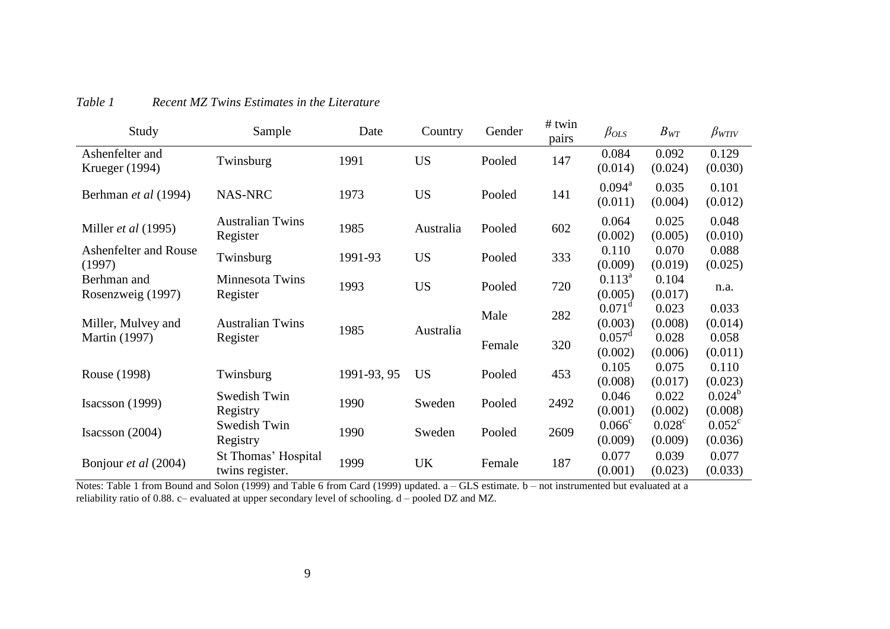*Table 1 Recent MZ Twins Estimates in the Literature*

| Study | Sample | Date | Country | Gender | # twin pairs | $\beta_{OLS}$ | $B_{WT}$ | $\beta_{WTIV}$ |
|---|---|---|---|---|---|---|---|---|
| Ashenfelter and Krueger (1994) | Twinsburg | 1991 | US | Pooled | 147 | 0.084 (0.014) | 0.092 (0.024) | 0.129 (0.030) |
| Berhman *et al* (1994) | NAS-NRC | 1973 | US | Pooled | 141 | 0.094[a] (0.011) | 0.035 (0.004) | 0.101 (0.012) |
| Miller *et al* (1995) | Australian Twins Register | 1985 | Australia | Pooled | 602 | 0.064 (0.002) | 0.025 (0.005) | 0.048 (0.010) |
| Ashenfelter and Rouse (1997) | Twinsburg | 1991-93 | US | Pooled | 333 | 0.110 (0.009) | 0.070 (0.019) | 0.088 (0.025) |
| Berhman and Rosenzweig (1997) | Minnesota Twins Register | 1993 | US | Pooled | 720 | 0.113[a] (0.005) | 0.104 (0.017) | n.a. |
| Miller, Mulvey and Martin (1997) | Australian Twins Register | 1985 | Australia | Male | 282 | 0.071[d] (0.003) | 0.023 (0.008) | 0.033 (0.014) |
| | | | | Female | 320 | 0.057[d] (0.002) | 0.028 (0.006) | 0.058 (0.011) |
| Rouse (1998) | Twinsburg | 1991-93, 95 | US | Pooled | 453 | 0.105 (0.008) | 0.075 (0.017) | 0.110 (0.023) |
| Isacsson (1999) | Swedish Twin Registry | 1990 | Sweden | Pooled | 2492 | 0.046 (0.001) | 0.022 (0.002) | 0.024[b] (0.008) |
| Isacsson (2004) | Swedish Twin Registry | 1990 | Sweden | Pooled | 2609 | 0.066[c] (0.009) | 0.028[c] (0.009) | 0.052[c] (0.036) |
| Bonjour *et al* (2004) | St Thomas' Hospital twins register. | 1999 | UK | Female | 187 | 0.077 (0.001) | 0.039 (0.023) | 0.077 (0.033) |

Notes: Table 1 from Bound and Solon (1999) and Table 6 from Card (1999) updated. a – GLS estimate. b – not instrumented but evaluated at a reliability ratio of 0.88. c– evaluated at upper secondary level of schooling. d – pooled DZ and MZ.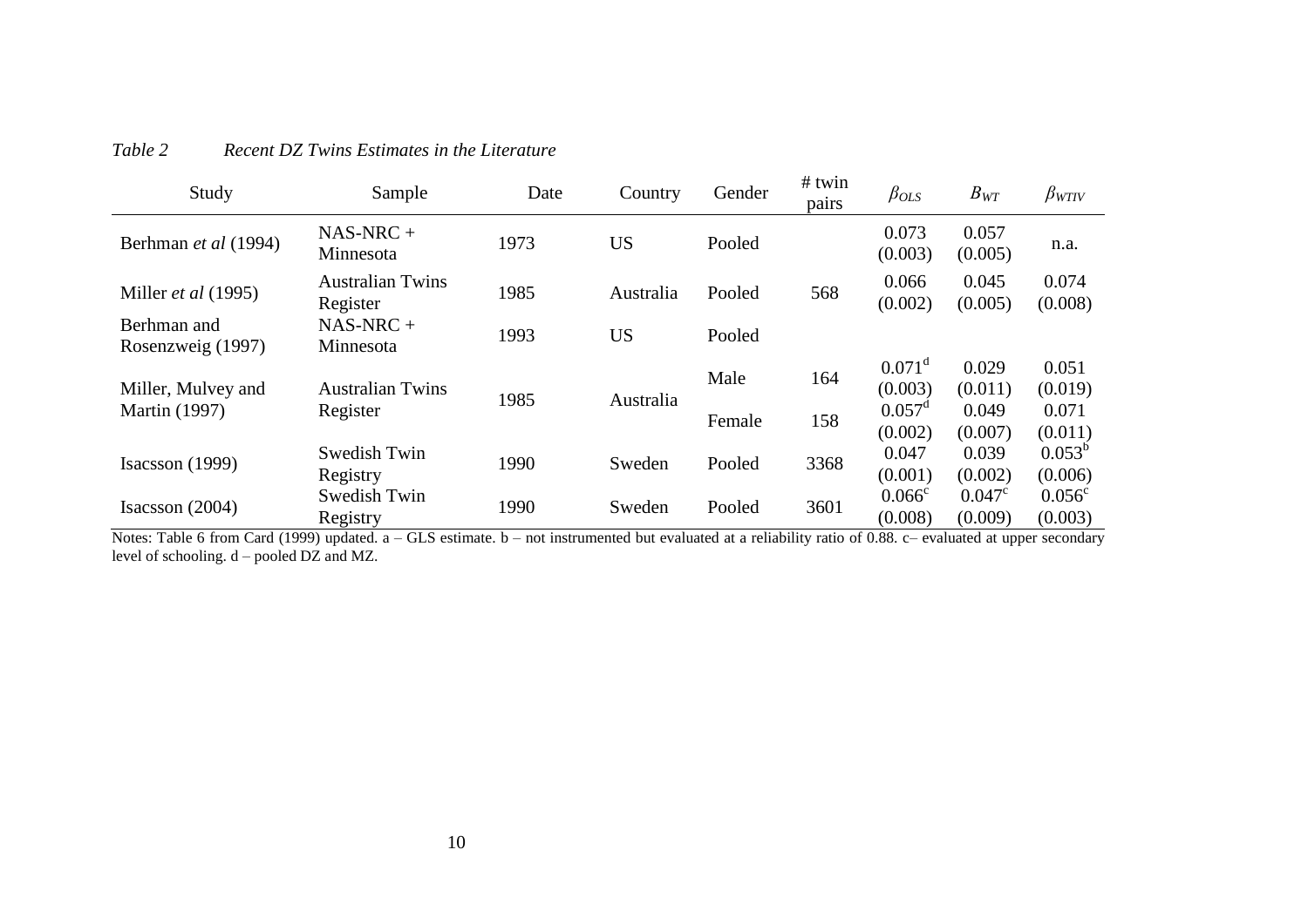*Table 2    Recent DZ Twins Estimates in the Literature*

| Study | Sample | Date | Country | Gender | # twin pairs | $\beta_{OLS}$ | $B_{WT}$ | $\beta_{WTIV}$ |
|---|---|---|---|---|---|---|---|---|
| Berhman *et al* (1994) | NAS-NRC + Minnesota | 1973 | US | Pooled | | 0.073 (0.003) | 0.057 (0.005) | n.a. |
| Miller *et al* (1995) | Australian Twins Register | 1985 | Australia | Pooled | 568 | 0.066 (0.002) | 0.045 (0.005) | 0.074 (0.008) |
| Berhman and Rosenzweig (1997) | NAS-NRC + Minnesota | 1993 | US | Pooled | | | | |
| Miller, Mulvey and Martin (1997) | Australian Twins Register | 1985 | Australia | Male | 164 | 0.071[d] (0.003) | 0.029 (0.011) | 0.051 (0.019) |
| | | | | Female | 158 | 0.057[d] (0.002) | 0.049 (0.007) | 0.071 (0.011) |
| Isacsson (1999) | Swedish Twin Registry | 1990 | Sweden | Pooled | 3368 | 0.047 (0.001) | 0.039 (0.002) | 0.053[b] (0.006) |
| Isacsson (2004) | Swedish Twin Registry | 1990 | Sweden | Pooled | 3601 | 0.066[c] (0.008) | 0.047[c] (0.009) | 0.056[c] (0.003) |

Notes: Table 6 from Card (1999) updated. a – GLS estimate. b – not instrumented but evaluated at a reliability ratio of 0.88. c– evaluated at upper secondary level of schooling. d – pooled DZ and MZ.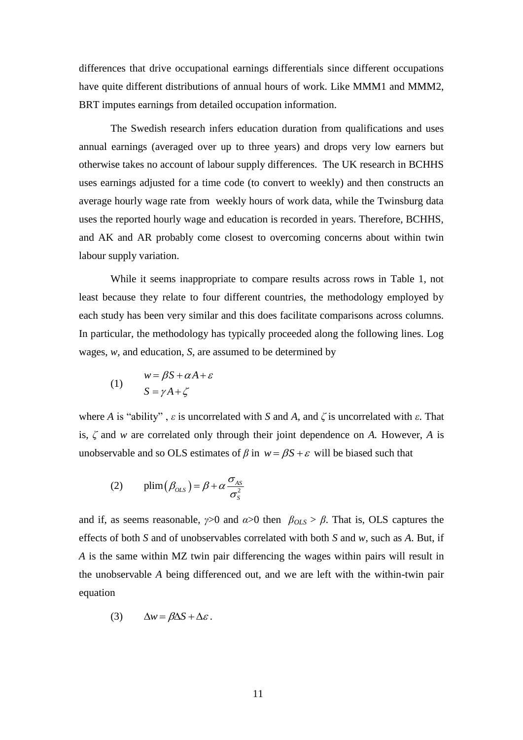differences that drive occupational earnings differentials since different occupations have quite different distributions of annual hours of work. Like MMM1 and MMM2, BRT imputes earnings from detailed occupation information.

The Swedish research infers education duration from qualifications and uses annual earnings (averaged over up to three years) and drops very low earners but otherwise takes no account of labour supply differences. The UK research in BCHHS uses earnings adjusted for a time code (to convert to weekly) and then constructs an average hourly wage rate from weekly hours of work data, while the Twinsburg data uses the reported hourly wage and education is recorded in years. Therefore, BCHHS, and AK and AR probably come closest to overcoming concerns about within twin labour supply variation.

While it seems inappropriate to compare results across rows in Table 1, not least because they relate to four different countries, the methodology employed by each study has been very similar and this does facilitate comparisons across columns. In particular, the methodology has typically proceeded along the following lines. Log wages, *w*, and education, *S*, are assumed to be determined by

$$
(1) \qquad \begin{aligned} w &= \beta S + \alpha A + \varepsilon \\ S &= \gamma A + \zeta \end{aligned}
$$

where *A* is "ability" , $\varepsilon$ is uncorrelated with *S* and *A*, and $\zeta$ is uncorrelated with $\varepsilon$. That is, $\zeta$ and *w* are correlated only through their joint dependence on *A.* However, *A* is unobservable and so OLS estimates of $\beta$ in $w = \beta S + \varepsilon$ will be biased such that

$$
(2) \qquad \text{plim}\left(\beta_{OLS}\right) = \beta + \alpha \frac{\sigma_{AS}}{\sigma_S^2}
$$

and if, as seems reasonable, $\gamma$>0 and $\alpha$>0 then $\beta_{OLS} > \beta$. That is, OLS captures the effects of both *S* and of unobservables correlated with both *S* and *w*, such as *A*. But, if *A* is the same within MZ twin pair differencing the wages within pairs will result in the unobservable *A* being differenced out, and we are left with the within-twin pair equation

$$
(3) \qquad \Delta w = \beta \Delta S + \Delta \varepsilon \, .
$$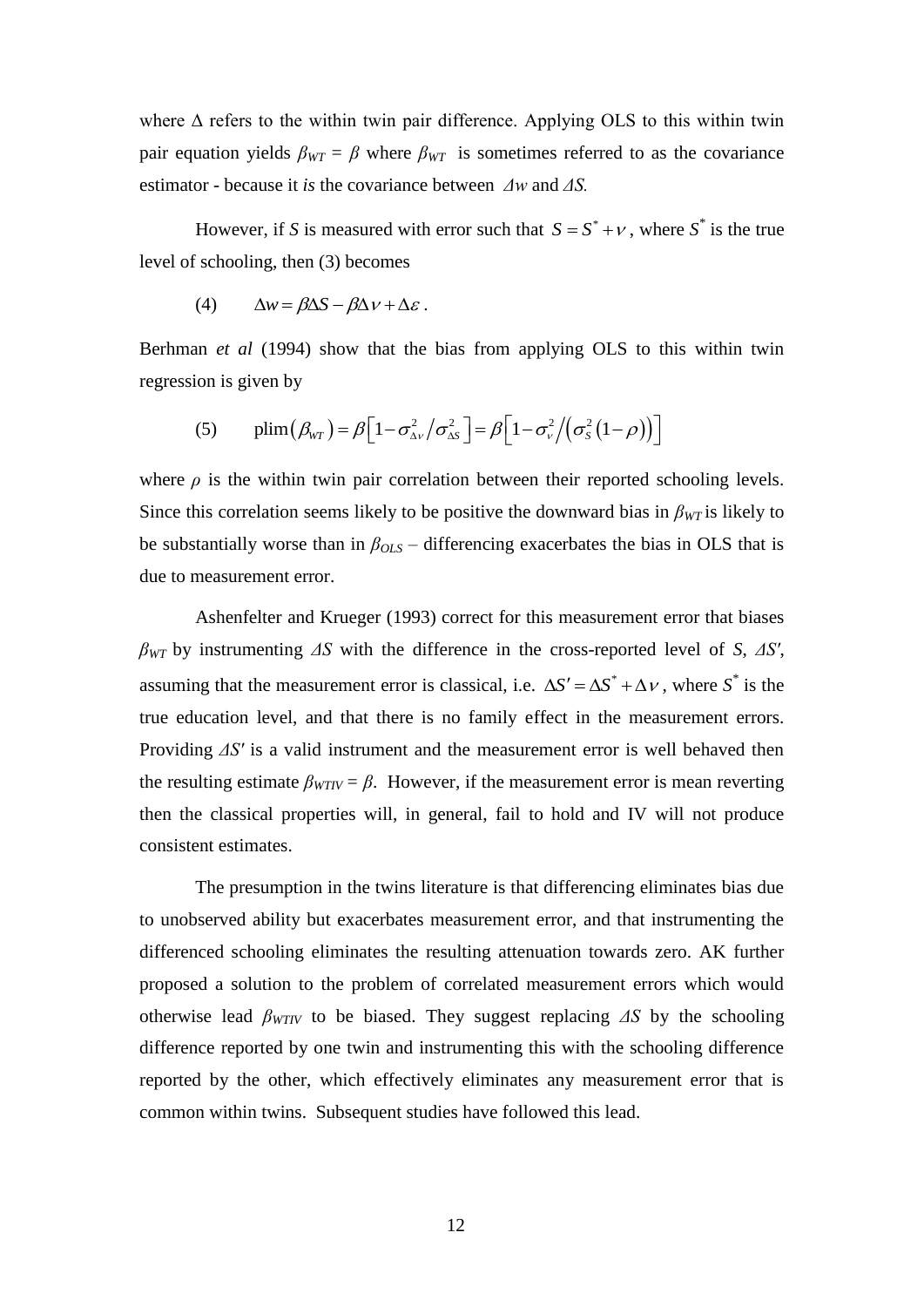where $\Delta$ refers to the within twin pair difference. Applying OLS to this within twin pair equation yields $\beta_{WT} = \beta$ where $\beta_{WT}$ is sometimes referred to as the covariance estimator - because it *is* the covariance between $\Delta w$ and $\Delta S$.

However, if $S$ is measured with error such that $S = S^* + \nu$, where $S^*$ is the true level of schooling, then (3) becomes

$$\text{(4)} \qquad \Delta w = \beta \Delta S - \beta \Delta \nu + \Delta \varepsilon \, .$$

Berhman *et al* (1994) show that the bias from applying OLS to this within twin regression is given by

$$\text{(5)} \qquad \text{plim}\left(\beta_{WT}\right) = \beta\left[1 - \sigma^2_{\Delta\nu} / \sigma^2_{\Delta S}\right] = \beta\left[1 - \sigma^2_{\nu} \big/ \left(\sigma^2_S \left(1 - \rho\right)\right)\right]$$

where $\rho$ is the within twin pair correlation between their reported schooling levels. Since this correlation seems likely to be positive the downward bias in $\beta_{WT}$ is likely to be substantially worse than in $\beta_{OLS}$ – differencing exacerbates the bias in OLS that is due to measurement error.

Ashenfelter and Krueger (1993) correct for this measurement error that biases $\beta_{WT}$ by instrumenting $\Delta S$ with the difference in the cross-reported level of $S$, $\Delta S'$, assuming that the measurement error is classical, i.e. $\Delta S' = \Delta S^* + \Delta \nu$, where $S^*$ is the true education level, and that there is no family effect in the measurement errors. Providing $\Delta S'$ is a valid instrument and the measurement error is well behaved then the resulting estimate $\beta_{WTIV} = \beta$. However, if the measurement error is mean reverting then the classical properties will, in general, fail to hold and IV will not produce consistent estimates.

The presumption in the twins literature is that differencing eliminates bias due to unobserved ability but exacerbates measurement error, and that instrumenting the differenced schooling eliminates the resulting attenuation towards zero. AK further proposed a solution to the problem of correlated measurement errors which would otherwise lead $\beta_{WTIV}$ to be biased. They suggest replacing $\Delta S$ by the schooling difference reported by one twin and instrumenting this with the schooling difference reported by the other, which effectively eliminates any measurement error that is common within twins. Subsequent studies have followed this lead.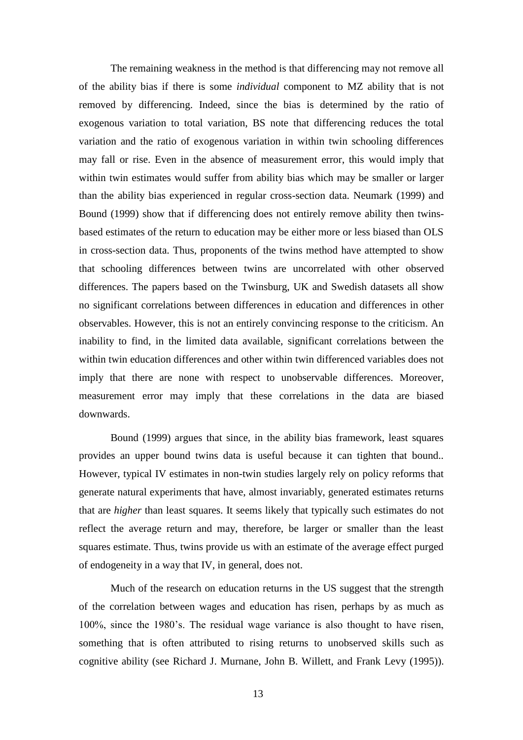The remaining weakness in the method is that differencing may not remove all of the ability bias if there is some *individual* component to MZ ability that is not removed by differencing. Indeed, since the bias is determined by the ratio of exogenous variation to total variation, BS note that differencing reduces the total variation and the ratio of exogenous variation in within twin schooling differences may fall or rise. Even in the absence of measurement error, this would imply that within twin estimates would suffer from ability bias which may be smaller or larger than the ability bias experienced in regular cross-section data. Neumark (1999) and Bound (1999) show that if differencing does not entirely remove ability then twins-based estimates of the return to education may be either more or less biased than OLS in cross-section data. Thus, proponents of the twins method have attempted to show that schooling differences between twins are uncorrelated with other observed differences. The papers based on the Twinsburg, UK and Swedish datasets all show no significant correlations between differences in education and differences in other observables. However, this is not an entirely convincing response to the criticism. An inability to find, in the limited data available, significant correlations between the within twin education differences and other within twin differenced variables does not imply that there are none with respect to unobservable differences. Moreover, measurement error may imply that these correlations in the data are biased downwards.

Bound (1999) argues that since, in the ability bias framework, least squares provides an upper bound twins data is useful because it can tighten that bound.. However, typical IV estimates in non-twin studies largely rely on policy reforms that generate natural experiments that have, almost invariably, generated estimates returns that are *higher* than least squares. It seems likely that typically such estimates do not reflect the average return and may, therefore, be larger or smaller than the least squares estimate. Thus, twins provide us with an estimate of the average effect purged of endogeneity in a way that IV, in general, does not.

Much of the research on education returns in the US suggest that the strength of the correlation between wages and education has risen, perhaps by as much as 100%, since the 1980's. The residual wage variance is also thought to have risen, something that is often attributed to rising returns to unobserved skills such as cognitive ability (see Richard J. Murnane, John B. Willett, and Frank Levy (1995)).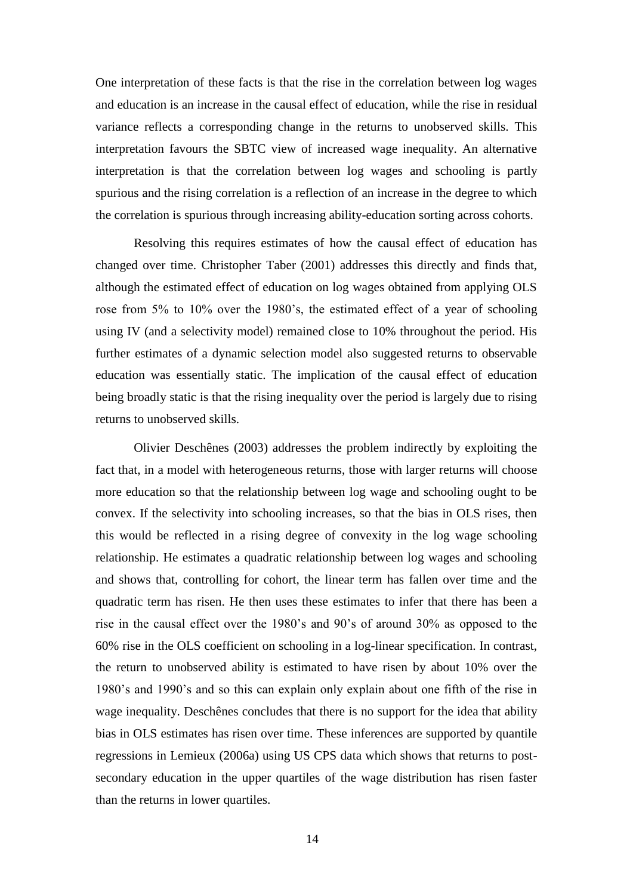One interpretation of these facts is that the rise in the correlation between log wages and education is an increase in the causal effect of education, while the rise in residual variance reflects a corresponding change in the returns to unobserved skills. This interpretation favours the SBTC view of increased wage inequality. An alternative interpretation is that the correlation between log wages and schooling is partly spurious and the rising correlation is a reflection of an increase in the degree to which the correlation is spurious through increasing ability-education sorting across cohorts.

Resolving this requires estimates of how the causal effect of education has changed over time. Christopher Taber (2001) addresses this directly and finds that, although the estimated effect of education on log wages obtained from applying OLS rose from 5% to 10% over the 1980's, the estimated effect of a year of schooling using IV (and a selectivity model) remained close to 10% throughout the period. His further estimates of a dynamic selection model also suggested returns to observable education was essentially static. The implication of the causal effect of education being broadly static is that the rising inequality over the period is largely due to rising returns to unobserved skills.

Olivier Deschênes (2003) addresses the problem indirectly by exploiting the fact that, in a model with heterogeneous returns, those with larger returns will choose more education so that the relationship between log wage and schooling ought to be convex. If the selectivity into schooling increases, so that the bias in OLS rises, then this would be reflected in a rising degree of convexity in the log wage schooling relationship. He estimates a quadratic relationship between log wages and schooling and shows that, controlling for cohort, the linear term has fallen over time and the quadratic term has risen. He then uses these estimates to infer that there has been a rise in the causal effect over the 1980's and 90's of around 30% as opposed to the 60% rise in the OLS coefficient on schooling in a log-linear specification. In contrast, the return to unobserved ability is estimated to have risen by about 10% over the 1980's and 1990's and so this can explain only explain about one fifth of the rise in wage inequality. Deschênes concludes that there is no support for the idea that ability bias in OLS estimates has risen over time. These inferences are supported by quantile regressions in Lemieux (2006a) using US CPS data which shows that returns to post-secondary education in the upper quartiles of the wage distribution has risen faster than the returns in lower quartiles.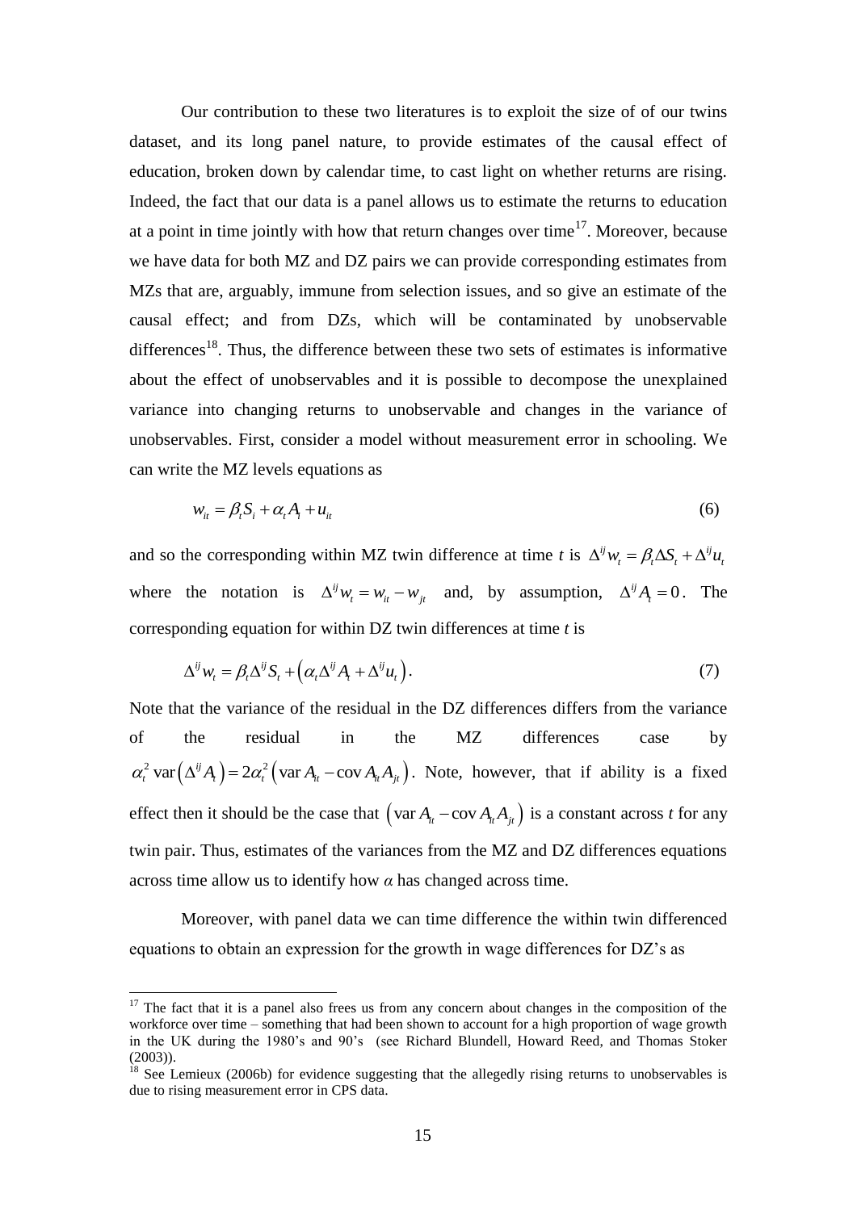Our contribution to these two literatures is to exploit the size of of our twins dataset, and its long panel nature, to provide estimates of the causal effect of education, broken down by calendar time, to cast light on whether returns are rising. Indeed, the fact that our data is a panel allows us to estimate the returns to education at a point in time jointly with how that return changes over time[17]. Moreover, because we have data for both MZ and DZ pairs we can provide corresponding estimates from MZs that are, arguably, immune from selection issues, and so give an estimate of the causal effect; and from DZs, which will be contaminated by unobservable differences[18]. Thus, the difference between these two sets of estimates is informative about the effect of unobservables and it is possible to decompose the unexplained variance into changing returns to unobservable and changes in the variance of unobservables. First, consider a model without measurement error in schooling. We can write the MZ levels equations as

$$w_{it} = \beta_t S_i + \alpha_t A_i + u_{it} \tag{6}$$

and so the corresponding within MZ twin difference at time $t$ is $\Delta^{ij} w_t = \beta_t \Delta S_t + \Delta^{ij} u_t$ where the notation is $\Delta^{ij} w_t = w_{it} - w_{jt}$ and, by assumption, $\Delta^{ij} A_t = 0$. The corresponding equation for within DZ twin differences at time $t$ is

$$\Delta^{ij} w_t = \beta_t \Delta^{ij} S_t + \left( \alpha_t \Delta^{ij} A_t + \Delta^{ij} u_t \right). \tag{7}$$

Note that the variance of the residual in the DZ differences differs from the variance of the residual in the MZ differences case by $\alpha_t^2 \operatorname{var}\left(\Delta^{ij} A_t\right) = 2\alpha_t^2 \left( \operatorname{var} A_{it} - \operatorname{cov} A_{it} A_{jt} \right)$. Note, however, that if ability is a fixed effect then it should be the case that $\left( \operatorname{var} A_{it} - \operatorname{cov} A_{it} A_{jt} \right)$ is a constant across $t$ for any twin pair. Thus, estimates of the variances from the MZ and DZ differences equations across time allow us to identify how $\alpha$ has changed across time.

Moreover, with panel data we can time difference the within twin differenced equations to obtain an expression for the growth in wage differences for DZ's as

[17] The fact that it is a panel also frees us from any concern about changes in the composition of the workforce over time – something that had been shown to account for a high proportion of wage growth in the UK during the 1980's and 90's (see Richard Blundell, Howard Reed, and Thomas Stoker (2003)).

[18] See Lemieux (2006b) for evidence suggesting that the allegedly rising returns to unobservables is due to rising measurement error in CPS data.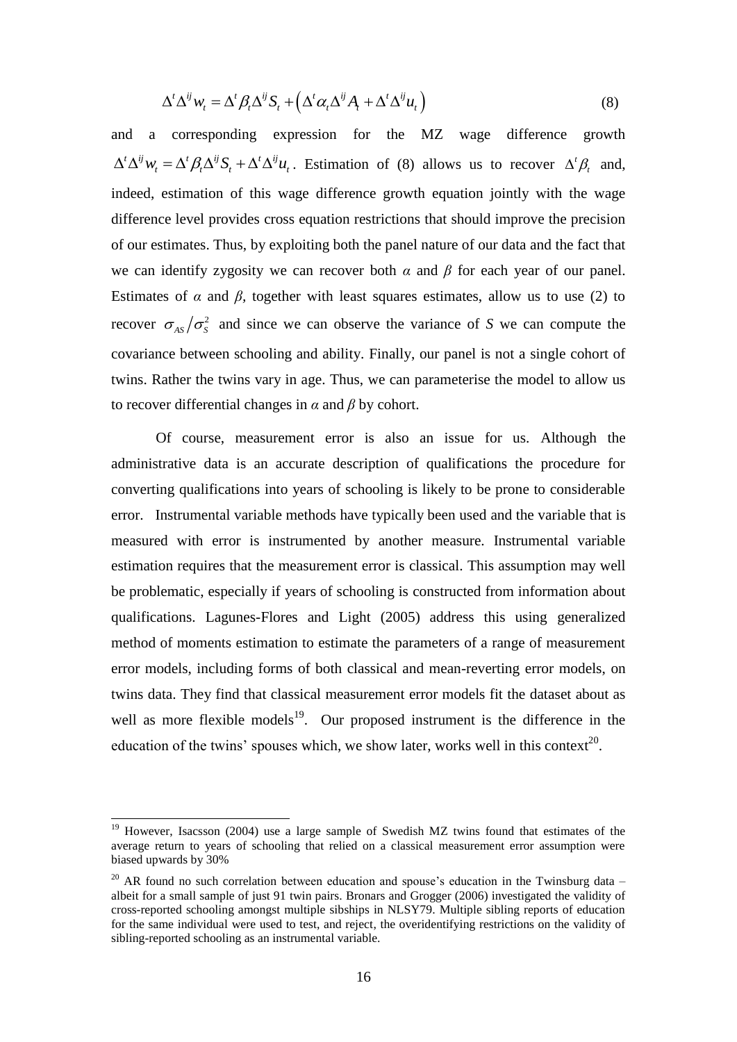$$\Delta^t \Delta^{ij} w_t = \Delta^t \beta_t \Delta^{ij} S_t + \left( \Delta^t \alpha_t \Delta^{ij} A_t + \Delta^t \Delta^{ij} u_t \right) \tag{8}$$

and a corresponding expression for the MZ wage difference growth $\Delta^t \Delta^{ij} w_t = \Delta^t \beta_t \Delta^{ij} S_t + \Delta^t \Delta^{ij} u_t$. Estimation of (8) allows us to recover $\Delta^t \beta_t$ and, indeed, estimation of this wage difference growth equation jointly with the wage difference level provides cross equation restrictions that should improve the precision of our estimates. Thus, by exploiting both the panel nature of our data and the fact that we can identify zygosity we can recover both $\alpha$ and $\beta$ for each year of our panel. Estimates of $\alpha$ and $\beta$, together with least squares estimates, allow us to use (2) to recover $\sigma_{AS}/\sigma_S^2$ and since we can observe the variance of $S$ we can compute the covariance between schooling and ability. Finally, our panel is not a single cohort of twins. Rather the twins vary in age. Thus, we can parameterise the model to allow us to recover differential changes in $\alpha$ and $\beta$ by cohort.

Of course, measurement error is also an issue for us. Although the administrative data is an accurate description of qualifications the procedure for converting qualifications into years of schooling is likely to be prone to considerable error. Instrumental variable methods have typically been used and the variable that is measured with error is instrumented by another measure. Instrumental variable estimation requires that the measurement error is classical. This assumption may well be problematic, especially if years of schooling is constructed from information about qualifications. Lagunes-Flores and Light (2005) address this using generalized method of moments estimation to estimate the parameters of a range of measurement error models, including forms of both classical and mean-reverting error models, on twins data. They find that classical measurement error models fit the dataset about as well as more flexible models[19]. Our proposed instrument is the difference in the education of the twins' spouses which, we show later, works well in this context[20].

---

[19] However, Isacsson (2004) use a large sample of Swedish MZ twins found that estimates of the average return to years of schooling that relied on a classical measurement error assumption were biased upwards by 30%

[20] AR found no such correlation between education and spouse's education in the Twinsburg data – albeit for a small sample of just 91 twin pairs. Bronars and Grogger (2006) investigated the validity of cross-reported schooling amongst multiple sibships in NLSY79. Multiple sibling reports of education for the same individual were used to test, and reject, the overidentifying restrictions on the validity of sibling-reported schooling as an instrumental variable.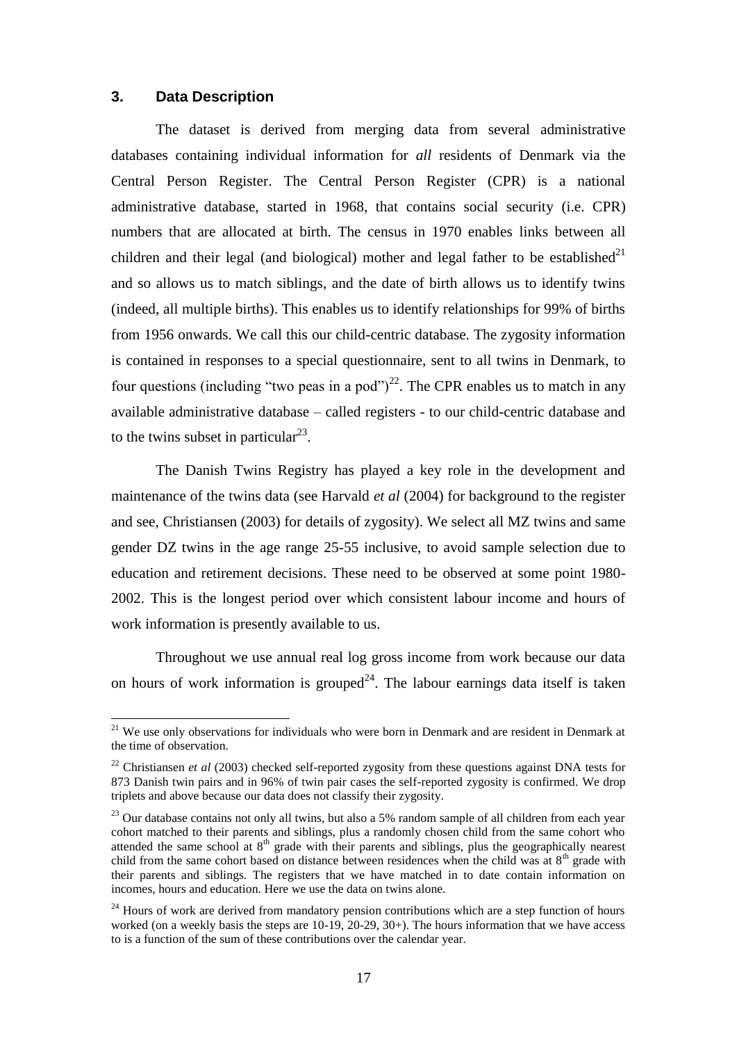## 3. Data Description

The dataset is derived from merging data from several administrative databases containing individual information for *all* residents of Denmark via the Central Person Register. The Central Person Register (CPR) is a national administrative database, started in 1968, that contains social security (i.e. CPR) numbers that are allocated at birth. The census in 1970 enables links between all children and their legal (and biological) mother and legal father to be established[21] and so allows us to match siblings, and the date of birth allows us to identify twins (indeed, all multiple births). This enables us to identify relationships for 99% of births from 1956 onwards. We call this our child-centric database. The zygosity information is contained in responses to a special questionnaire, sent to all twins in Denmark, to four questions (including "two peas in a pod")[22]. The CPR enables us to match in any available administrative database – called registers - to our child-centric database and to the twins subset in particular[23].

The Danish Twins Registry has played a key role in the development and maintenance of the twins data (see Harvald *et al* (2004) for background to the register and see, Christiansen (2003) for details of zygosity). We select all MZ twins and same gender DZ twins in the age range 25-55 inclusive, to avoid sample selection due to education and retirement decisions. These need to be observed at some point 1980-2002. This is the longest period over which consistent labour income and hours of work information is presently available to us.

Throughout we use annual real log gross income from work because our data on hours of work information is grouped[24]. The labour earnings data itself is taken

---

[21] We use only observations for individuals who were born in Denmark and are resident in Denmark at the time of observation.

[22] Christiansen *et al* (2003) checked self-reported zygosity from these questions against DNA tests for 873 Danish twin pairs and in 96% of twin pair cases the self-reported zygosity is confirmed. We drop triplets and above because our data does not classify their zygosity.

[23] Our database contains not only all twins, but also a 5% random sample of all children from each year cohort matched to their parents and siblings, plus a randomly chosen child from the same cohort who attended the same school at 8th grade with their parents and siblings, plus the geographically nearest child from the same cohort based on distance between residences when the child was at 8th grade with their parents and siblings. The registers that we have matched in to date contain information on incomes, hours and education. Here we use the data on twins alone.

[24] Hours of work are derived from mandatory pension contributions which are a step function of hours worked (on a weekly basis the steps are 10-19, 20-29, 30+). The hours information that we have access to is a function of the sum of these contributions over the calendar year.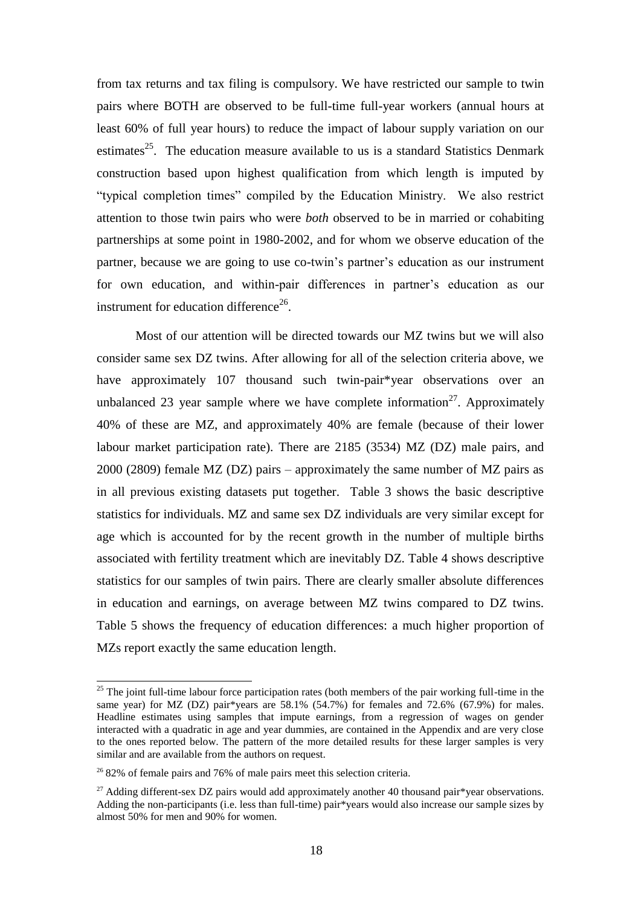from tax returns and tax filing is compulsory. We have restricted our sample to twin pairs where BOTH are observed to be full-time full-year workers (annual hours at least 60% of full year hours) to reduce the impact of labour supply variation on our estimates[25]. The education measure available to us is a standard Statistics Denmark construction based upon highest qualification from which length is imputed by "typical completion times" compiled by the Education Ministry. We also restrict attention to those twin pairs who were *both* observed to be in married or cohabiting partnerships at some point in 1980-2002, and for whom we observe education of the partner, because we are going to use co-twin's partner's education as our instrument for own education, and within-pair differences in partner's education as our instrument for education difference[26].

Most of our attention will be directed towards our MZ twins but we will also consider same sex DZ twins. After allowing for all of the selection criteria above, we have approximately 107 thousand such twin-pair*year observations over an unbalanced 23 year sample where we have complete information[27]. Approximately 40% of these are MZ, and approximately 40% are female (because of their lower labour market participation rate). There are 2185 (3534) MZ (DZ) male pairs, and 2000 (2809) female MZ (DZ) pairs – approximately the same number of MZ pairs as in all previous existing datasets put together. Table 3 shows the basic descriptive statistics for individuals. MZ and same sex DZ individuals are very similar except for age which is accounted for by the recent growth in the number of multiple births associated with fertility treatment which are inevitably DZ. Table 4 shows descriptive statistics for our samples of twin pairs. There are clearly smaller absolute differences in education and earnings, on average between MZ twins compared to DZ twins. Table 5 shows the frequency of education differences: a much higher proportion of MZs report exactly the same education length.

---

[25] The joint full-time labour force participation rates (both members of the pair working full-time in the same year) for MZ (DZ) pair*years are 58.1% (54.7%) for females and 72.6% (67.9%) for males. Headline estimates using samples that impute earnings, from a regression of wages on gender interacted with a quadratic in age and year dummies, are contained in the Appendix and are very close to the ones reported below. The pattern of the more detailed results for these larger samples is very similar and are available from the authors on request.

[26] 82% of female pairs and 76% of male pairs meet this selection criteria.

[27] Adding different-sex DZ pairs would add approximately another 40 thousand pair*year observations. Adding the non-participants (i.e. less than full-time) pair*years would also increase our sample sizes by almost 50% for men and 90% for women.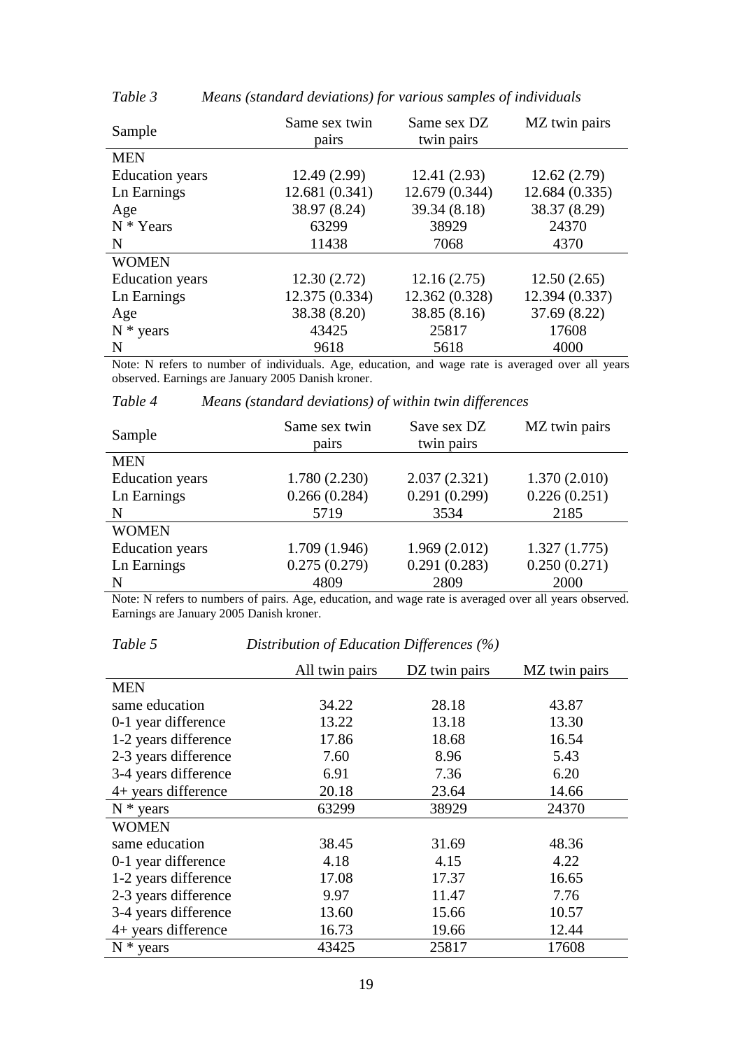*Table 3 Means (standard deviations) for various samples of individuals*

| Sample | Same sex twin pairs | Same sex DZ twin pairs | MZ twin pairs |
|---|---|---|---|
| MEN | | | |
| Education years | 12.49 (2.99) | 12.41 (2.93) | 12.62 (2.79) |
| Ln Earnings | 12.681 (0.341) | 12.679 (0.344) | 12.684 (0.335) |
| Age | 38.97 (8.24) | 39.34 (8.18) | 38.37 (8.29) |
| N * Years | 63299 | 38929 | 24370 |
| N | 11438 | 7068 | 4370 |
| WOMEN | | | |
| Education years | 12.30 (2.72) | 12.16 (2.75) | 12.50 (2.65) |
| Ln Earnings | 12.375 (0.334) | 12.362 (0.328) | 12.394 (0.337) |
| Age | 38.38 (8.20) | 38.85 (8.16) | 37.69 (8.22) |
| N * years | 43425 | 25817 | 17608 |
| N | 9618 | 5618 | 4000 |

Note: N refers to number of individuals. Age, education, and wage rate is averaged over all years observed. Earnings are January 2005 Danish kroner.

*Table 4 Means (standard deviations) of within twin differences*

| Sample | Same sex twin pairs | Save sex DZ twin pairs | MZ twin pairs |
|---|---|---|---|
| MEN | | | |
| Education years | 1.780 (2.230) | 2.037 (2.321) | 1.370 (2.010) |
| Ln Earnings | 0.266 (0.284) | 0.291 (0.299) | 0.226 (0.251) |
| N | 5719 | 3534 | 2185 |
| WOMEN | | | |
| Education years | 1.709 (1.946) | 1.969 (2.012) | 1.327 (1.775) |
| Ln Earnings | 0.275 (0.279) | 0.291 (0.283) | 0.250 (0.271) |
| N | 4809 | 2809 | 2000 |

Note: N refers to numbers of pairs. Age, education, and wage rate is averaged over all years observed. Earnings are January 2005 Danish kroner.

*Table 5 Distribution of Education Differences (%)*

| | All twin pairs | DZ twin pairs | MZ twin pairs |
|---|---|---|---|
| MEN | | | |
| same education | 34.22 | 28.18 | 43.87 |
| 0-1 year difference | 13.22 | 13.18 | 13.30 |
| 1-2 years difference | 17.86 | 18.68 | 16.54 |
| 2-3 years difference | 7.60 | 8.96 | 5.43 |
| 3-4 years difference | 6.91 | 7.36 | 6.20 |
| 4+ years difference | 20.18 | 23.64 | 14.66 |
| N * years | 63299 | 38929 | 24370 |
| WOMEN | | | |
| same education | 38.45 | 31.69 | 48.36 |
| 0-1 year difference | 4.18 | 4.15 | 4.22 |
| 1-2 years difference | 17.08 | 17.37 | 16.65 |
| 2-3 years difference | 9.97 | 11.47 | 7.76 |
| 3-4 years difference | 13.60 | 15.66 | 10.57 |
| 4+ years difference | 16.73 | 19.66 | 12.44 |
| N * years | 43425 | 25817 | 17608 |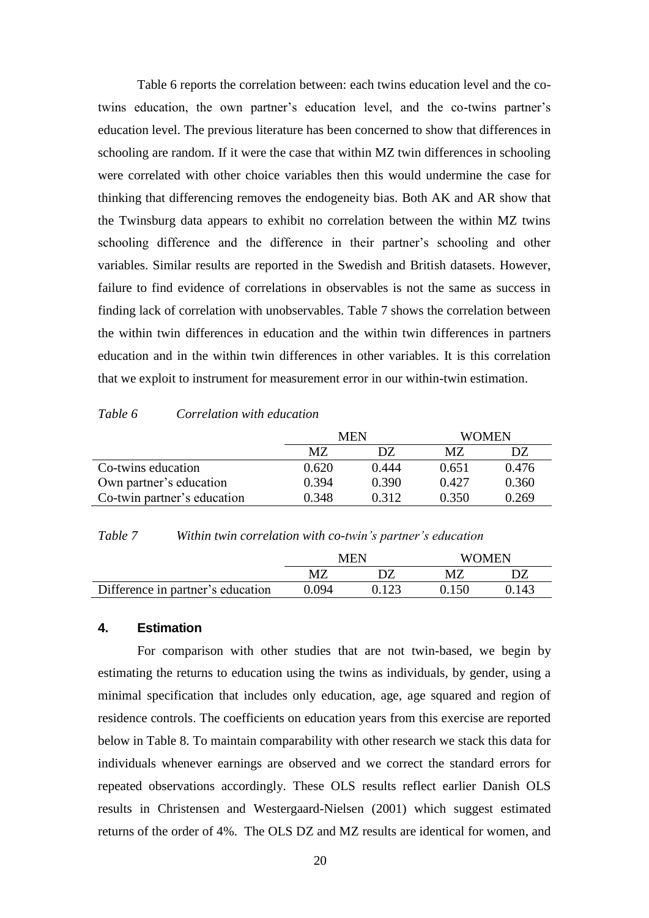Table 6 reports the correlation between: each twins education level and the co-twins education, the own partner's education level, and the co-twins partner's education level. The previous literature has been concerned to show that differences in schooling are random. If it were the case that within MZ twin differences in schooling were correlated with other choice variables then this would undermine the case for thinking that differencing removes the endogeneity bias. Both AK and AR show that the Twinsburg data appears to exhibit no correlation between the within MZ twins schooling difference and the difference in their partner's schooling and other variables. Similar results are reported in the Swedish and British datasets. However, failure to find evidence of correlations in observables is not the same as success in finding lack of correlation with unobservables. Table 7 shows the correlation between the within twin differences in education and the within twin differences in partners education and in the within twin differences in other variables. It is this correlation that we exploit to instrument for measurement error in our within-twin estimation.

*Table 6 Correlation with education*

| | MEN | | WOMEN | |
|---|---|---|---|---|
| | MZ | DZ | MZ | DZ |
| Co-twins education | 0.620 | 0.444 | 0.651 | 0.476 |
| Own partner's education | 0.394 | 0.390 | 0.427 | 0.360 |
| Co-twin partner's education | 0.348 | 0.312 | 0.350 | 0.269 |

*Table 7 Within twin correlation with co-twin's partner's education*

| | MEN | | WOMEN | |
|---|---|---|---|---|
| | MZ | DZ | MZ | DZ |
| Difference in partner's education | 0.094 | 0.123 | 0.150 | 0.143 |

## 4. Estimation

For comparison with other studies that are not twin-based, we begin by estimating the returns to education using the twins as individuals, by gender, using a minimal specification that includes only education, age, age squared and region of residence controls. The coefficients on education years from this exercise are reported below in Table 8. To maintain comparability with other research we stack this data for individuals whenever earnings are observed and we correct the standard errors for repeated observations accordingly. These OLS results reflect earlier Danish OLS results in Christensen and Westergaard-Nielsen (2001) which suggest estimated returns of the order of 4%. The OLS DZ and MZ results are identical for women, and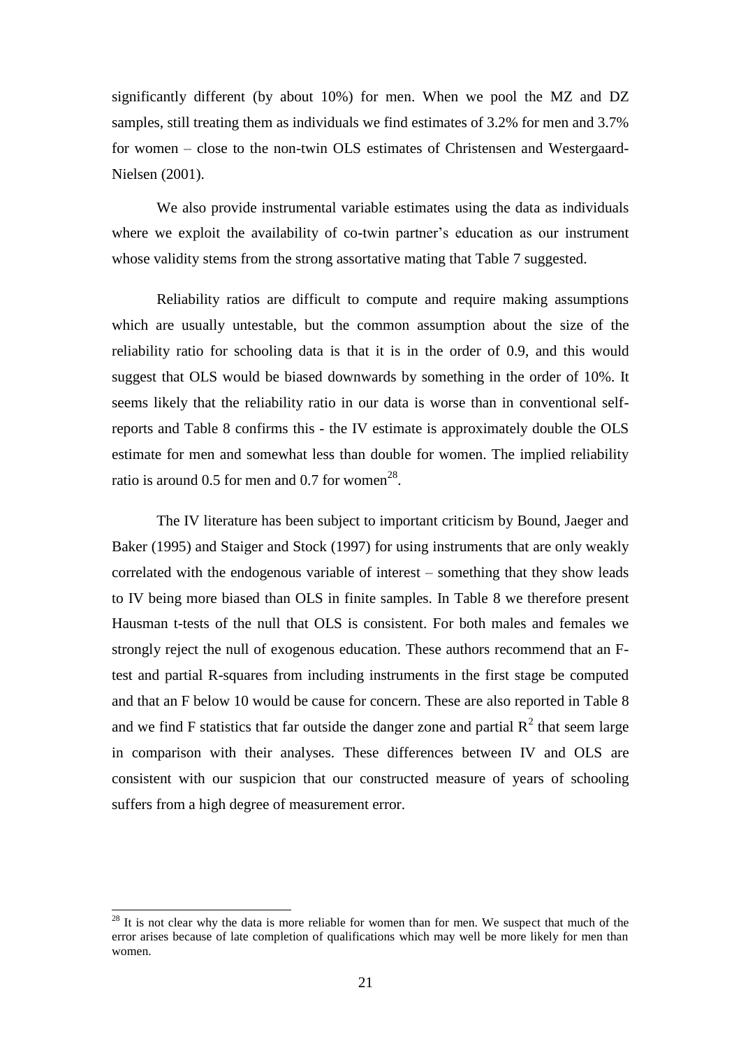significantly different (by about 10%) for men. When we pool the MZ and DZ samples, still treating them as individuals we find estimates of 3.2% for men and 3.7% for women – close to the non-twin OLS estimates of Christensen and Westergaard-Nielsen (2001).

We also provide instrumental variable estimates using the data as individuals where we exploit the availability of co-twin partner's education as our instrument whose validity stems from the strong assortative mating that Table 7 suggested.

Reliability ratios are difficult to compute and require making assumptions which are usually untestable, but the common assumption about the size of the reliability ratio for schooling data is that it is in the order of 0.9, and this would suggest that OLS would be biased downwards by something in the order of 10%. It seems likely that the reliability ratio in our data is worse than in conventional self-reports and Table 8 confirms this - the IV estimate is approximately double the OLS estimate for men and somewhat less than double for women. The implied reliability ratio is around 0.5 for men and 0.7 for women[28].

The IV literature has been subject to important criticism by Bound, Jaeger and Baker (1995) and Staiger and Stock (1997) for using instruments that are only weakly correlated with the endogenous variable of interest – something that they show leads to IV being more biased than OLS in finite samples. In Table 8 we therefore present Hausman t-tests of the null that OLS is consistent. For both males and females we strongly reject the null of exogenous education. These authors recommend that an F-test and partial R-squares from including instruments in the first stage be computed and that an F below 10 would be cause for concern. These are also reported in Table 8 and we find F statistics that far outside the danger zone and partial $R^2$ that seem large in comparison with their analyses. These differences between IV and OLS are consistent with our suspicion that our constructed measure of years of schooling suffers from a high degree of measurement error.

---

[28] It is not clear why the data is more reliable for women than for men. We suspect that much of the error arises because of late completion of qualifications which may well be more likely for men than women.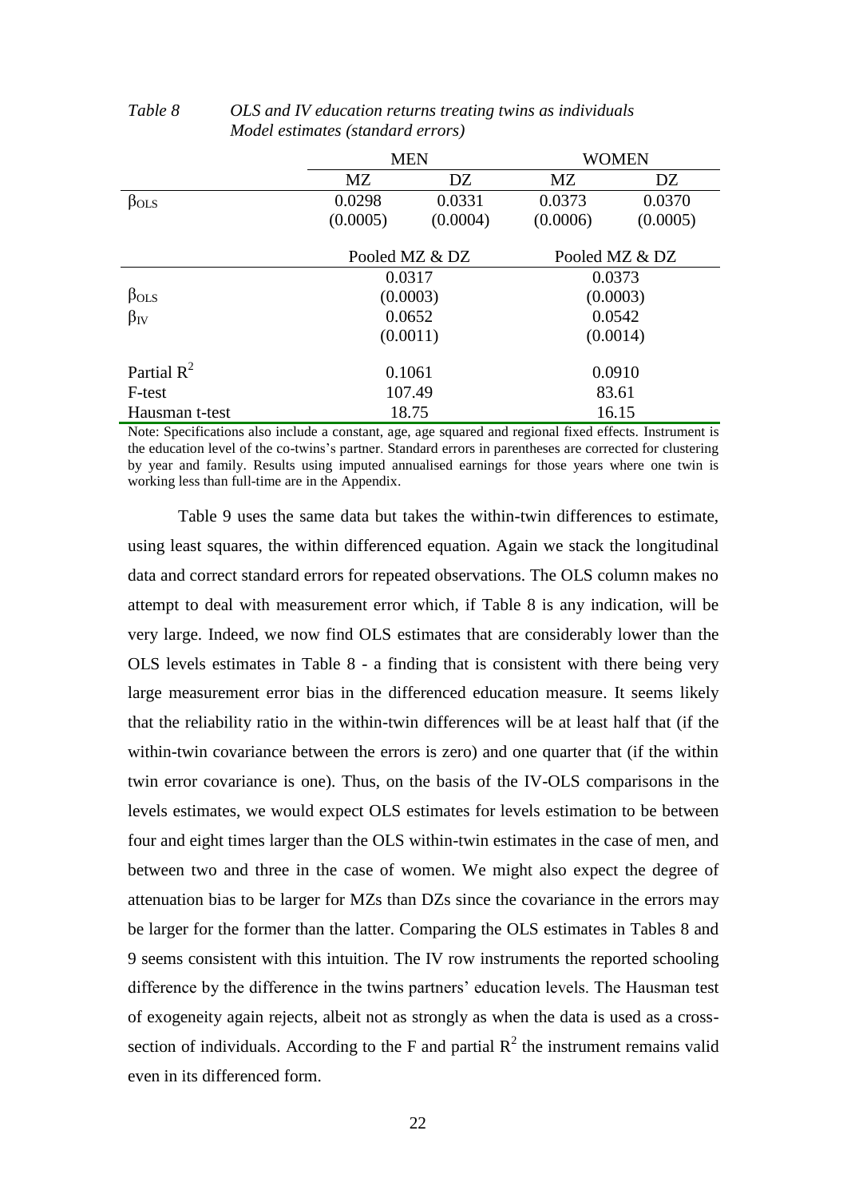*Table 8 OLS and IV education returns treating twins as individuals*
*Model estimates (standard errors)*

| | MEN | | WOMEN | |
|---|---|---|---|---|
| | MZ | DZ | MZ | DZ |
| $\beta_{OLS}$ | 0.0298 | 0.0331 | 0.0373 | 0.0370 |
| | (0.0005) | (0.0004) | (0.0006) | (0.0005) |
| | Pooled MZ & DZ | | Pooled MZ & DZ | |
| $\beta_{OLS}$ | 0.0317 | | 0.0373 | |
| | (0.0003) | | (0.0003) | |
| $\beta_{IV}$ | 0.0652 | | 0.0542 | |
| | (0.0011) | | (0.0014) | |
| Partial $R^2$ | 0.1061 | | 0.0910 | |
| F-test | 107.49 | | 83.61 | |
| Hausman t-test | 18.75 | | 16.15 | |

Note: Specifications also include a constant, age, age squared and regional fixed effects. Instrument is the education level of the co-twins's partner. Standard errors in parentheses are corrected for clustering by year and family. Results using imputed annualised earnings for those years where one twin is working less than full-time are in the Appendix.

Table 9 uses the same data but takes the within-twin differences to estimate, using least squares, the within differenced equation. Again we stack the longitudinal data and correct standard errors for repeated observations. The OLS column makes no attempt to deal with measurement error which, if Table 8 is any indication, will be very large. Indeed, we now find OLS estimates that are considerably lower than the OLS levels estimates in Table 8 - a finding that is consistent with there being very large measurement error bias in the differenced education measure. It seems likely that the reliability ratio in the within-twin differences will be at least half that (if the within-twin covariance between the errors is zero) and one quarter that (if the within twin error covariance is one). Thus, on the basis of the IV-OLS comparisons in the levels estimates, we would expect OLS estimates for levels estimation to be between four and eight times larger than the OLS within-twin estimates in the case of men, and between two and three in the case of women. We might also expect the degree of attenuation bias to be larger for MZs than DZs since the covariance in the errors may be larger for the former than the latter. Comparing the OLS estimates in Tables 8 and 9 seems consistent with this intuition. The IV row instruments the reported schooling difference by the difference in the twins partners' education levels. The Hausman test of exogeneity again rejects, albeit not as strongly as when the data is used as a cross-section of individuals. According to the F and partial $R^2$ the instrument remains valid even in its differenced form.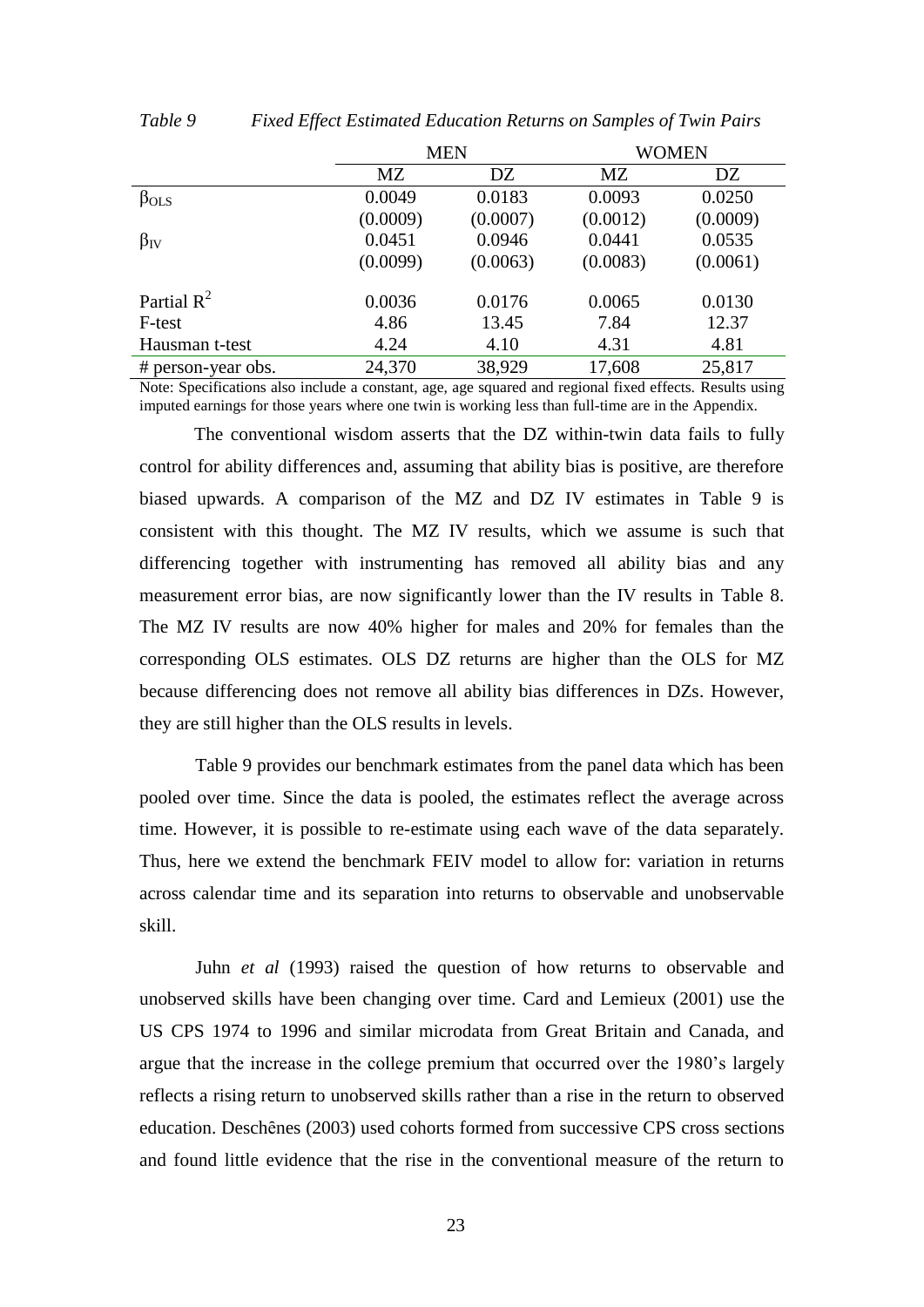*Table 9 Fixed Effect Estimated Education Returns on Samples of Twin Pairs*

| | MEN | | WOMEN | |
|---|---|---|---|---|
| | MZ | DZ | MZ | DZ |
| $\beta_{OLS}$ | 0.0049 | 0.0183 | 0.0093 | 0.0250 |
| | (0.0009) | (0.0007) | (0.0012) | (0.0009) |
| $\beta_{IV}$ | 0.0451 | 0.0946 | 0.0441 | 0.0535 |
| | (0.0099) | (0.0063) | (0.0083) | (0.0061) |
| Partial $R^2$ | 0.0036 | 0.0176 | 0.0065 | 0.0130 |
| F-test | 4.86 | 13.45 | 7.84 | 12.37 |
| Hausman t-test | 4.24 | 4.10 | 4.31 | 4.81 |
| # person-year obs. | 24,370 | 38,929 | 17,608 | 25,817 |

Note: Specifications also include a constant, age, age squared and regional fixed effects. Results using imputed earnings for those years where one twin is working less than full-time are in the Appendix.

The conventional wisdom asserts that the DZ within-twin data fails to fully control for ability differences and, assuming that ability bias is positive, are therefore biased upwards. A comparison of the MZ and DZ IV estimates in Table 9 is consistent with this thought. The MZ IV results, which we assume is such that differencing together with instrumenting has removed all ability bias and any measurement error bias, are now significantly lower than the IV results in Table 8. The MZ IV results are now 40% higher for males and 20% for females than the corresponding OLS estimates. OLS DZ returns are higher than the OLS for MZ because differencing does not remove all ability bias differences in DZs. However, they are still higher than the OLS results in levels.

Table 9 provides our benchmark estimates from the panel data which has been pooled over time. Since the data is pooled, the estimates reflect the average across time. However, it is possible to re-estimate using each wave of the data separately. Thus, here we extend the benchmark FEIV model to allow for: variation in returns across calendar time and its separation into returns to observable and unobservable skill.

Juhn *et al* (1993) raised the question of how returns to observable and unobserved skills have been changing over time. Card and Lemieux (2001) use the US CPS 1974 to 1996 and similar microdata from Great Britain and Canada, and argue that the increase in the college premium that occurred over the 1980's largely reflects a rising return to unobserved skills rather than a rise in the return to observed education. Deschênes (2003) used cohorts formed from successive CPS cross sections and found little evidence that the rise in the conventional measure of the return to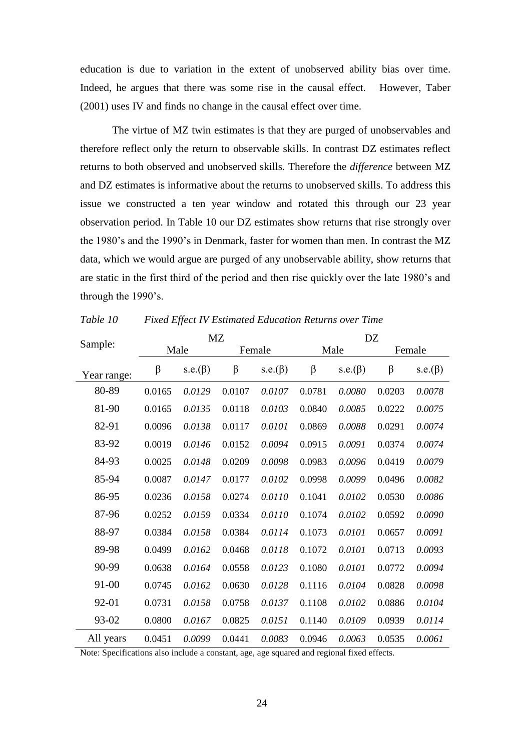education is due to variation in the extent of unobserved ability bias over time. Indeed, he argues that there was some rise in the causal effect. However, Taber (2001) uses IV and finds no change in the causal effect over time.

The virtue of MZ twin estimates is that they are purged of unobservables and therefore reflect only the return to observable skills. In contrast DZ estimates reflect returns to both observed and unobserved skills. Therefore the *difference* between MZ and DZ estimates is informative about the returns to unobserved skills. To address this issue we constructed a ten year window and rotated this through our 23 year observation period. In Table 10 our DZ estimates show returns that rise strongly over the 1980's and the 1990's in Denmark, faster for women than men. In contrast the MZ data, which we would argue are purged of any unobservable ability, show returns that are static in the first third of the period and then rise quickly over the late 1980's and through the 1990's.

*Table 10 Fixed Effect IV Estimated Education Returns over Time*

| Sample: | MZ | | | | DZ | | | |
|---|---|---|---|---|---|---|---|---|
| | Male | | Female | | Male | | Female | |
| Year range: | β | s.e.(β) | β | s.e.(β) | β | s.e.(β) | β | s.e.(β) |
| 80-89 | 0.0165 | *0.0129* | 0.0107 | *0.0107* | 0.0781 | *0.0080* | 0.0203 | *0.0078* |
| 81-90 | 0.0165 | *0.0135* | 0.0118 | *0.0103* | 0.0840 | *0.0085* | 0.0222 | *0.0075* |
| 82-91 | 0.0096 | *0.0138* | 0.0117 | *0.0101* | 0.0869 | *0.0088* | 0.0291 | *0.0074* |
| 83-92 | 0.0019 | *0.0146* | 0.0152 | *0.0094* | 0.0915 | *0.0091* | 0.0374 | *0.0074* |
| 84-93 | 0.0025 | *0.0148* | 0.0209 | *0.0098* | 0.0983 | *0.0096* | 0.0419 | *0.0079* |
| 85-94 | 0.0087 | *0.0147* | 0.0177 | *0.0102* | 0.0998 | *0.0099* | 0.0496 | *0.0082* |
| 86-95 | 0.0236 | *0.0158* | 0.0274 | *0.0110* | 0.1041 | *0.0102* | 0.0530 | *0.0086* |
| 87-96 | 0.0252 | *0.0159* | 0.0334 | *0.0110* | 0.1074 | *0.0102* | 0.0592 | *0.0090* |
| 88-97 | 0.0384 | *0.0158* | 0.0384 | *0.0114* | 0.1073 | *0.0101* | 0.0657 | *0.0091* |
| 89-98 | 0.0499 | *0.0162* | 0.0468 | *0.0118* | 0.1072 | *0.0101* | 0.0713 | *0.0093* |
| 90-99 | 0.0638 | *0.0164* | 0.0558 | *0.0123* | 0.1080 | *0.0101* | 0.0772 | *0.0094* |
| 91-00 | 0.0745 | *0.0162* | 0.0630 | *0.0128* | 0.1116 | *0.0104* | 0.0828 | *0.0098* |
| 92-01 | 0.0731 | *0.0158* | 0.0758 | *0.0137* | 0.1108 | *0.0102* | 0.0886 | *0.0104* |
| 93-02 | 0.0800 | *0.0167* | 0.0825 | *0.0151* | 0.1140 | *0.0109* | 0.0939 | *0.0114* |
| All years | 0.0451 | *0.0099* | 0.0441 | *0.0083* | 0.0946 | *0.0063* | 0.0535 | *0.0061* |

Note: Specifications also include a constant, age, age squared and regional fixed effects.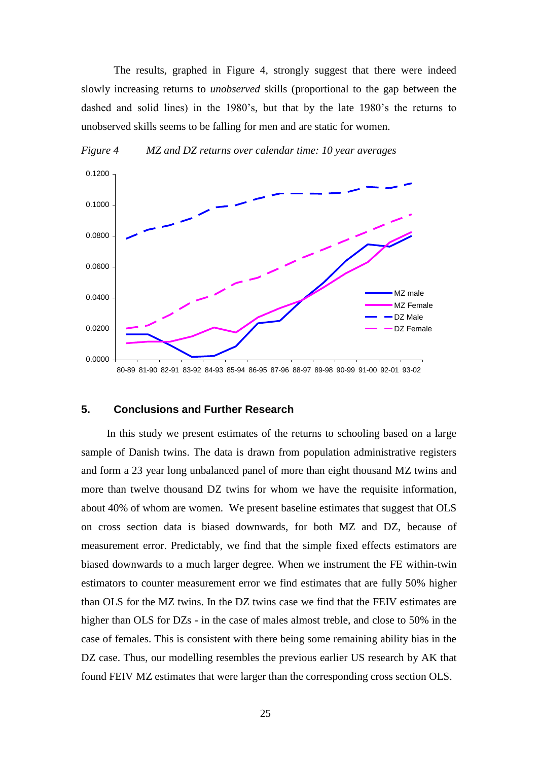The results, graphed in Figure 4, strongly suggest that there were indeed slowly increasing returns to *unobserved* skills (proportional to the gap between the dashed and solid lines) in the 1980's, but that by the late 1980's the returns to unobserved skills seems to be falling for men and are static for women.

*Figure 4        MZ and DZ returns over calendar time: 10 year averages*

## 5. Conclusions and Further Research

In this study we present estimates of the returns to schooling based on a large sample of Danish twins. The data is drawn from population administrative registers and form a 23 year long unbalanced panel of more than eight thousand MZ twins and more than twelve thousand DZ twins for whom we have the requisite information, about 40% of whom are women. We present baseline estimates that suggest that OLS on cross section data is biased downwards, for both MZ and DZ, because of measurement error. Predictably, we find that the simple fixed effects estimators are biased downwards to a much larger degree. When we instrument the FE within-twin estimators to counter measurement error we find estimates that are fully 50% higher than OLS for the MZ twins. In the DZ twins case we find that the FEIV estimates are higher than OLS for DZs - in the case of males almost treble, and close to 50% in the case of females. This is consistent with there being some remaining ability bias in the DZ case. Thus, our modelling resembles the previous earlier US research by AK that found FEIV MZ estimates that were larger than the corresponding cross section OLS.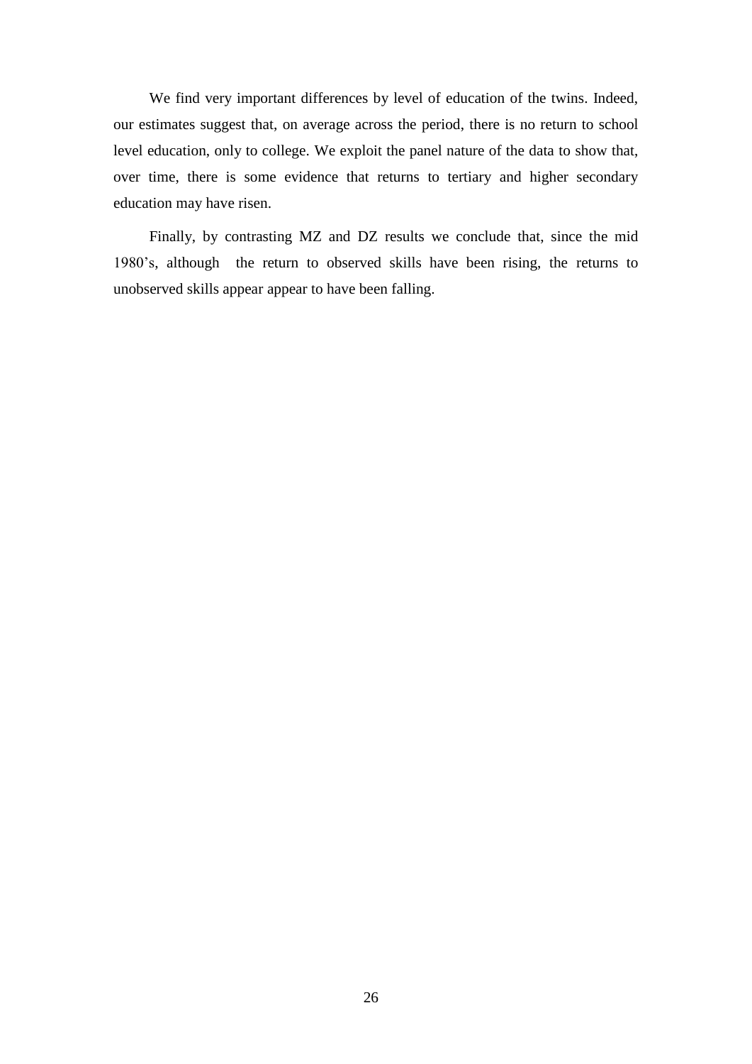We find very important differences by level of education of the twins. Indeed, our estimates suggest that, on average across the period, there is no return to school level education, only to college. We exploit the panel nature of the data to show that, over time, there is some evidence that returns to tertiary and higher secondary education may have risen.

Finally, by contrasting MZ and DZ results we conclude that, since the mid 1980's, although the return to observed skills have been rising, the returns to unobserved skills appear appear to have been falling.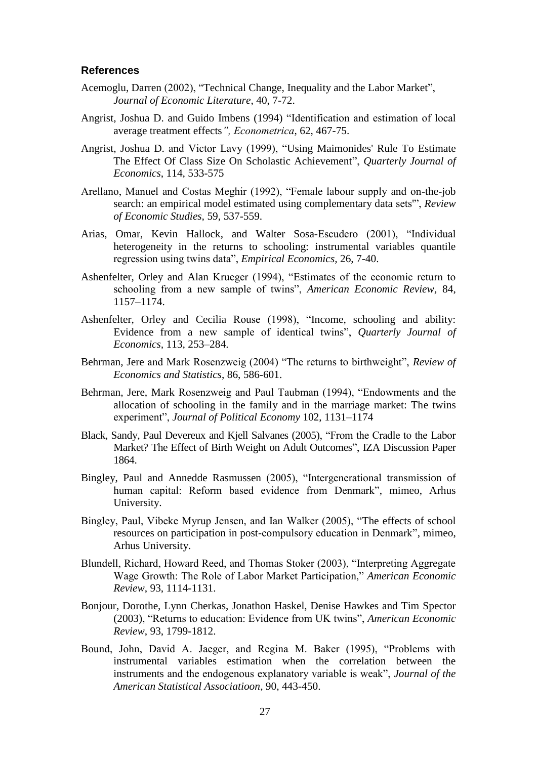### References

Acemoglu, Darren (2002), "Technical Change, Inequality and the Labor Market", *Journal of Economic Literature*, 40, 7-72.

Angrist, Joshua D. and Guido Imbens (1994) "Identification and estimation of local average treatment effects*", Econometrica*, 62, 467-75.

Angrist, Joshua D. and Victor Lavy (1999), "Using Maimonides' Rule To Estimate The Effect Of Class Size On Scholastic Achievement", *Quarterly Journal of Economics*, 114, 533-575

Arellano, Manuel and Costas Meghir (1992), "Female labour supply and on-the-job search: an empirical model estimated using complementary data sets'", *Review of Economic Studies,* 59, 537-559.

Arias, Omar, Kevin Hallock, and Walter Sosa-Escudero (2001), "Individual heterogeneity in the returns to schooling: instrumental variables quantile regression using twins data", *Empirical Economics,* 26, 7-40.

Ashenfelter, Orley and Alan Krueger (1994), "Estimates of the economic return to schooling from a new sample of twins", *American Economic Review*, 84, 1157–1174.

Ashenfelter, Orley and Cecilia Rouse (1998), "Income, schooling and ability: Evidence from a new sample of identical twins", *Quarterly Journal of Economics*, 113, 253–284.

Behrman, Jere and Mark Rosenzweig (2004) "The returns to birthweight", *Review of Economics and Statistics*, 86, 586-601.

Behrman, Jere, Mark Rosenzweig and Paul Taubman (1994), "Endowments and the allocation of schooling in the family and in the marriage market: The twins experiment", *Journal of Political Economy* 102, 1131–1174

Black, Sandy, Paul Devereux and Kjell Salvanes (2005), "From the Cradle to the Labor Market? The Effect of Birth Weight on Adult Outcomes", IZA Discussion Paper 1864.

Bingley, Paul and Annedde Rasmussen (2005), "Intergenerational transmission of human capital: Reform based evidence from Denmark", mimeo, Arhus University.

Bingley, Paul, Vibeke Myrup Jensen, and Ian Walker (2005), "The effects of school resources on participation in post-compulsory education in Denmark", mimeo, Arhus University.

Blundell, Richard, Howard Reed, and Thomas Stoker (2003), "Interpreting Aggregate Wage Growth: The Role of Labor Market Participation," *American Economic Review*, 93, 1114-1131.

Bonjour, Dorothe, Lynn Cherkas, Jonathon Haskel, Denise Hawkes and Tim Spector (2003), "Returns to education: Evidence from UK twins", *American Economic Review*, 93, 1799-1812.

Bound, John, David A. Jaeger, and Regina M. Baker (1995), "Problems with instrumental variables estimation when the correlation between the instruments and the endogenous explanatory variable is weak", *Journal of the American Statistical Associatioon*, 90, 443-450.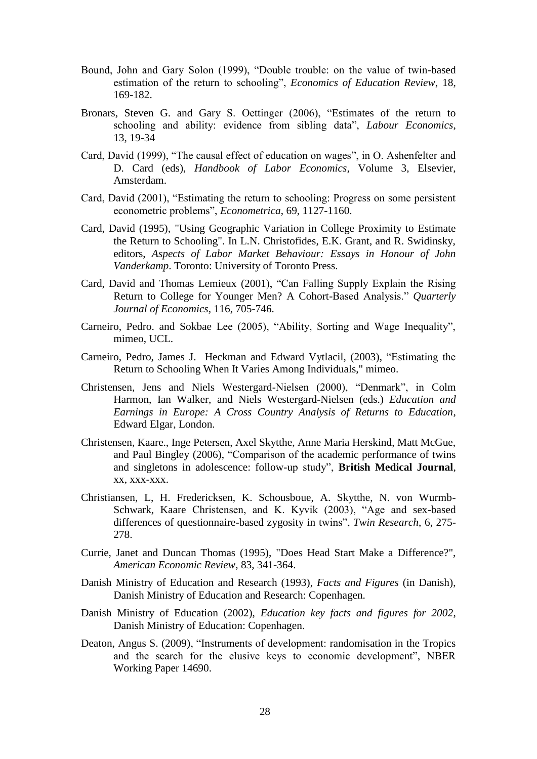Bound, John and Gary Solon (1999), "Double trouble: on the value of twin-based estimation of the return to schooling", *Economics of Education Review*, 18, 169-182.

Bronars, Steven G. and Gary S. Oettinger (2006), "Estimates of the return to schooling and ability: evidence from sibling data", *Labour Economics*, 13, 19-34

Card, David (1999), "The causal effect of education on wages", in O. Ashenfelter and D. Card (eds), *Handbook of Labor Economics*, Volume 3, Elsevier, Amsterdam.

Card, David (2001), "Estimating the return to schooling: Progress on some persistent econometric problems", *Econometrica*, 69, 1127-1160.

Card, David (1995), "Using Geographic Variation in College Proximity to Estimate the Return to Schooling". In L.N. Christofides, E.K. Grant, and R. Swidinsky, editors, *Aspects of Labor Market Behaviour: Essays in Honour of John Vanderkamp*. Toronto: University of Toronto Press.

Card, David and Thomas Lemieux (2001), "Can Falling Supply Explain the Rising Return to College for Younger Men? A Cohort-Based Analysis." *Quarterly Journal of Economics*, 116, 705-746.

Carneiro, Pedro. and Sokbae Lee (2005), "Ability, Sorting and Wage Inequality", mimeo, UCL.

Carneiro, Pedro, James J. Heckman and Edward Vytlacil, (2003), "Estimating the Return to Schooling When It Varies Among Individuals," mimeo.

Christensen, Jens and Niels Westergard-Nielsen (2000), "Denmark", in Colm Harmon, Ian Walker, and Niels Westergard-Nielsen (eds.) *Education and Earnings in Europe: A Cross Country Analysis of Returns to Education*, Edward Elgar, London.

Christensen, Kaare., Inge Petersen, Axel Skytthe, Anne Maria Herskind, Matt McGue, and Paul Bingley (2006), "Comparison of the academic performance of twins and singletons in adolescence: follow-up study", **British Medical Journal**, xx, xxx-xxx.

Christiansen, L, H. Fredericksen, K. Schousboue, A. Skytthe, N. von Wurmb-Schwark, Kaare Christensen, and K. Kyvik (2003), "Age and sex-based differences of questionnaire-based zygosity in twins", *Twin Research*, 6, 275-278.

Currie, Janet and Duncan Thomas (1995), "Does Head Start Make a Difference?", *American Economic Review*, 83, 341-364.

Danish Ministry of Education and Research (1993), *Facts and Figures* (in Danish), Danish Ministry of Education and Research: Copenhagen.

Danish Ministry of Education (2002), *Education key facts and figures for 2002*, Danish Ministry of Education: Copenhagen.

Deaton, Angus S. (2009), "Instruments of development: randomisation in the Tropics and the search for the elusive keys to economic development", NBER Working Paper 14690.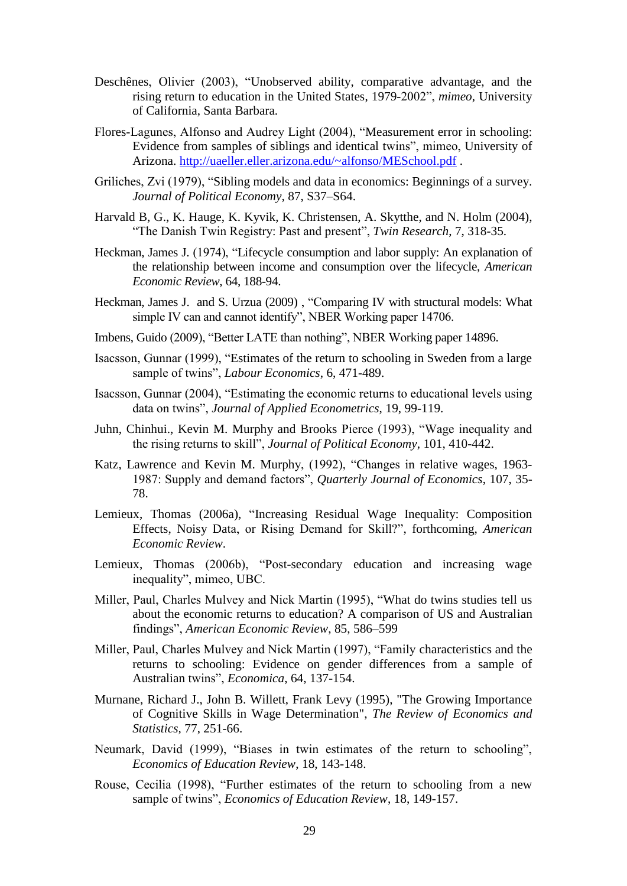Deschênes, Olivier (2003), "Unobserved ability, comparative advantage, and the rising return to education in the United States, 1979-2002", *mimeo*, University of California, Santa Barbara.

Flores-Lagunes, Alfonso and Audrey Light (2004), "Measurement error in schooling: Evidence from samples of siblings and identical twins", mimeo, University of Arizona. http://uaeller.eller.arizona.edu/~alfonso/MESchool.pdf .

Griliches, Zvi (1979), "Sibling models and data in economics: Beginnings of a survey. *Journal of Political Economy*, 87, S37–S64.

Harvald B, G., K. Hauge, K. Kyvik, K. Christensen, A. Skytthe, and N. Holm (2004), "The Danish Twin Registry: Past and present", *Twin Research*, 7, 318-35.

Heckman, James J. (1974), "Lifecycle consumption and labor supply: An explanation of the relationship between income and consumption over the lifecycle, *American Economic Review*, 64, 188-94.

Heckman, James J. and S. Urzua (2009) , "Comparing IV with structural models: What simple IV can and cannot identify", NBER Working paper 14706.

Imbens, Guido (2009), "Better LATE than nothing", NBER Working paper 14896.

Isacsson, Gunnar (1999), "Estimates of the return to schooling in Sweden from a large sample of twins", *Labour Economics*, 6, 471-489.

Isacsson, Gunnar (2004), "Estimating the economic returns to educational levels using data on twins", *Journal of Applied Econometrics*, 19, 99-119.

Juhn, Chinhui., Kevin M. Murphy and Brooks Pierce (1993), "Wage inequality and the rising returns to skill", *Journal of Political Economy*, 101, 410-442.

Katz, Lawrence and Kevin M. Murphy, (1992), "Changes in relative wages, 1963-1987: Supply and demand factors", *Quarterly Journal of Economics*, 107, 35-78.

Lemieux, Thomas (2006a), "Increasing Residual Wage Inequality: Composition Effects, Noisy Data, or Rising Demand for Skill?", forthcoming, *American Economic Review*.

Lemieux, Thomas (2006b), "Post-secondary education and increasing wage inequality", mimeo, UBC.

Miller, Paul, Charles Mulvey and Nick Martin (1995), "What do twins studies tell us about the economic returns to education? A comparison of US and Australian findings", *American Economic Review*, 85, 586–599

Miller, Paul, Charles Mulvey and Nick Martin (1997), "Family characteristics and the returns to schooling: Evidence on gender differences from a sample of Australian twins", *Economica*, 64, 137-154.

Murnane, Richard J., John B. Willett, Frank Levy (1995), "The Growing Importance of Cognitive Skills in Wage Determination", *The Review of Economics and Statistics*, 77, 251-66.

Neumark, David (1999), "Biases in twin estimates of the return to schooling", *Economics of Education Review*, 18, 143-148.

Rouse, Cecilia (1998), "Further estimates of the return to schooling from a new sample of twins", *Economics of Education Review*, 18, 149-157.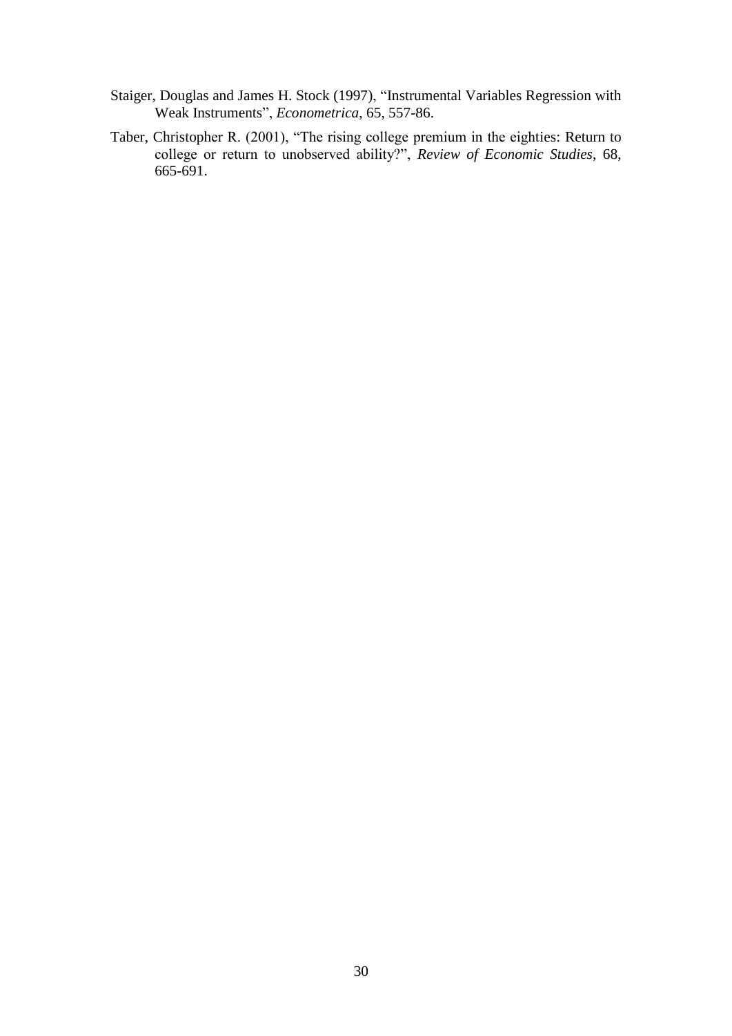Staiger, Douglas and James H. Stock (1997), "Instrumental Variables Regression with Weak Instruments", *Econometrica*, 65, 557-86.

Taber, Christopher R. (2001), "The rising college premium in the eighties: Return to college or return to unobserved ability?", *Review of Economic Studies*, 68, 665-691.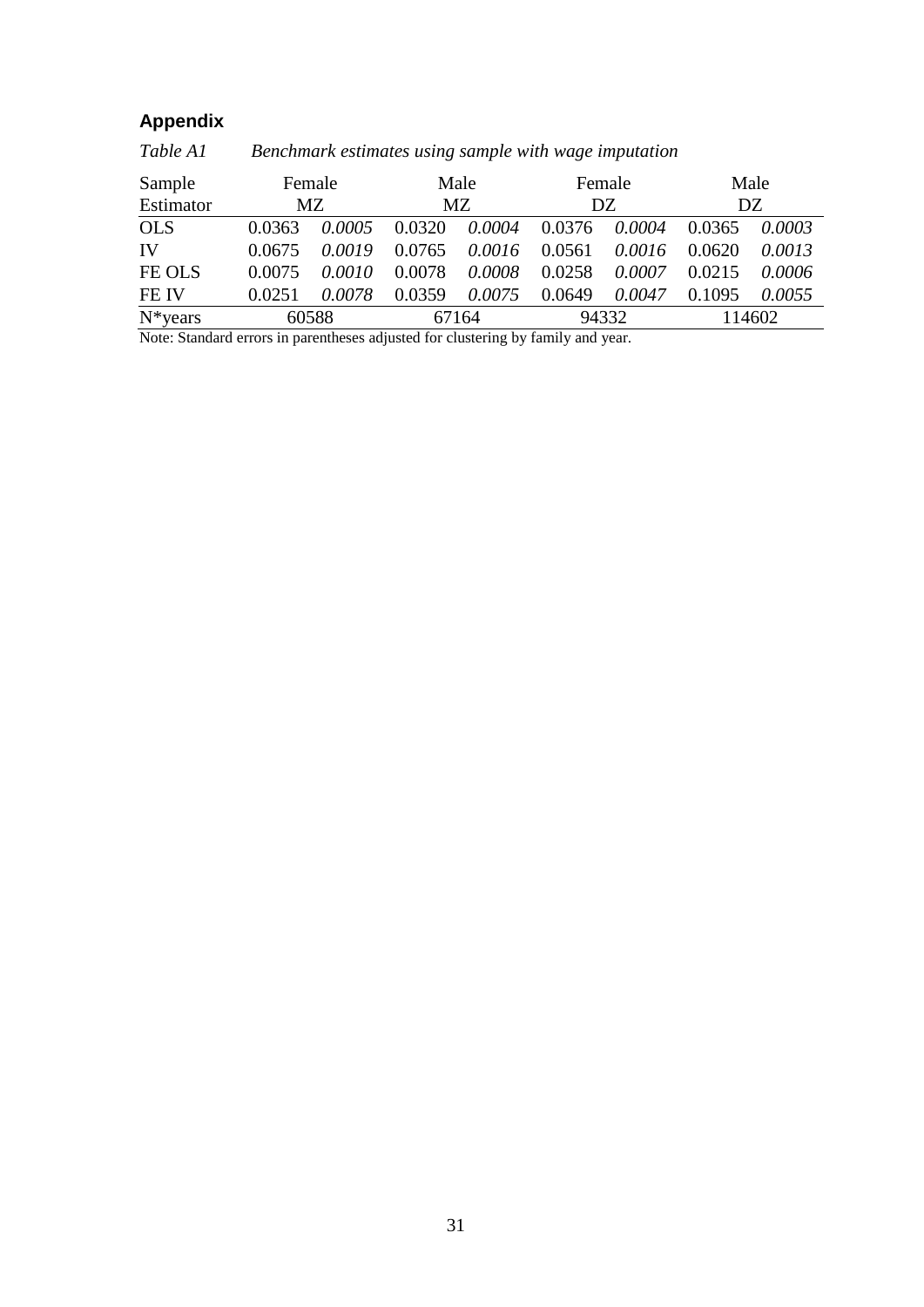## Appendix

*Table A1 Benchmark estimates using sample with wage imputation*

| Sample | Female | | Male | | Female | | Male | |
|---|---|---|---|---|---|---|---|---|
| Estimator | MZ | | MZ | | DZ | | DZ | |
| OLS | 0.0363 | *0.0005* | 0.0320 | *0.0004* | 0.0376 | *0.0004* | 0.0365 | *0.0003* |
| IV | 0.0675 | *0.0019* | 0.0765 | *0.0016* | 0.0561 | *0.0016* | 0.0620 | *0.0013* |
| FE OLS | 0.0075 | *0.0010* | 0.0078 | *0.0008* | 0.0258 | *0.0007* | 0.0215 | *0.0006* |
| FE IV | 0.0251 | *0.0078* | 0.0359 | *0.0075* | 0.0649 | *0.0047* | 0.1095 | *0.0055* |
| N*years | 60588 | | 67164 | | 94332 | | 114602 | |

Note: Standard errors in parentheses adjusted for clustering by family and year.